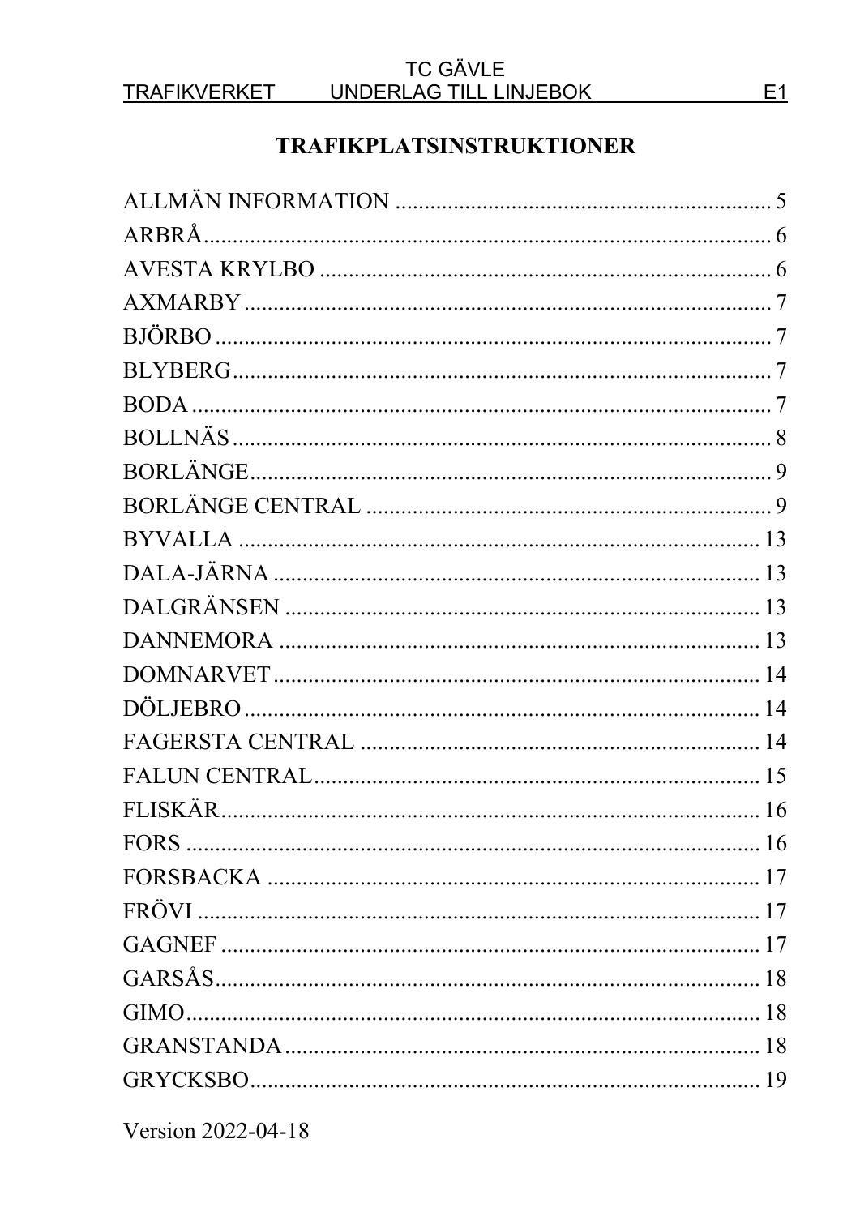# TRAFIKPLATSINSTRUKTIONER

ALLMÄN INFORMATION ................................................................ 5
ARBRÅ................................................................................... 6
AVESTA KRYLBO ................................................................... 6
AXMARBY ............................................................................. 7
BJÖRBO ................................................................................. 7
BLYBERG............................................................................... 7
BODA ..................................................................................... 7
BOLLNÄS ............................................................................... 8
BORLÄNGE............................................................................ 9
BORLÄNGE CENTRAL .......................................................... 9
BYVALLA .............................................................................. 13
DALA-JÄRNA ........................................................................ 13
DALGRÄNSEN ...................................................................... 13
DANNEMORA ....................................................................... 13
DOMNARVET ........................................................................ 14
DÖLJEBRO ............................................................................ 14
FAGERSTA CENTRAL .......................................................... 14
FALUN CENTRAL.................................................................. 15
FLISKÄR................................................................................ 16
FORS ..................................................................................... 16
FORSBACKA ......................................................................... 17
FRÖVI .................................................................................... 17
GAGNEF ................................................................................ 17
GARSÅS................................................................................. 18
GIMO...................................................................................... 18
GRANSTANDA ...................................................................... 18
GRYCKSBO............................................................................ 19

Version 2022-04-18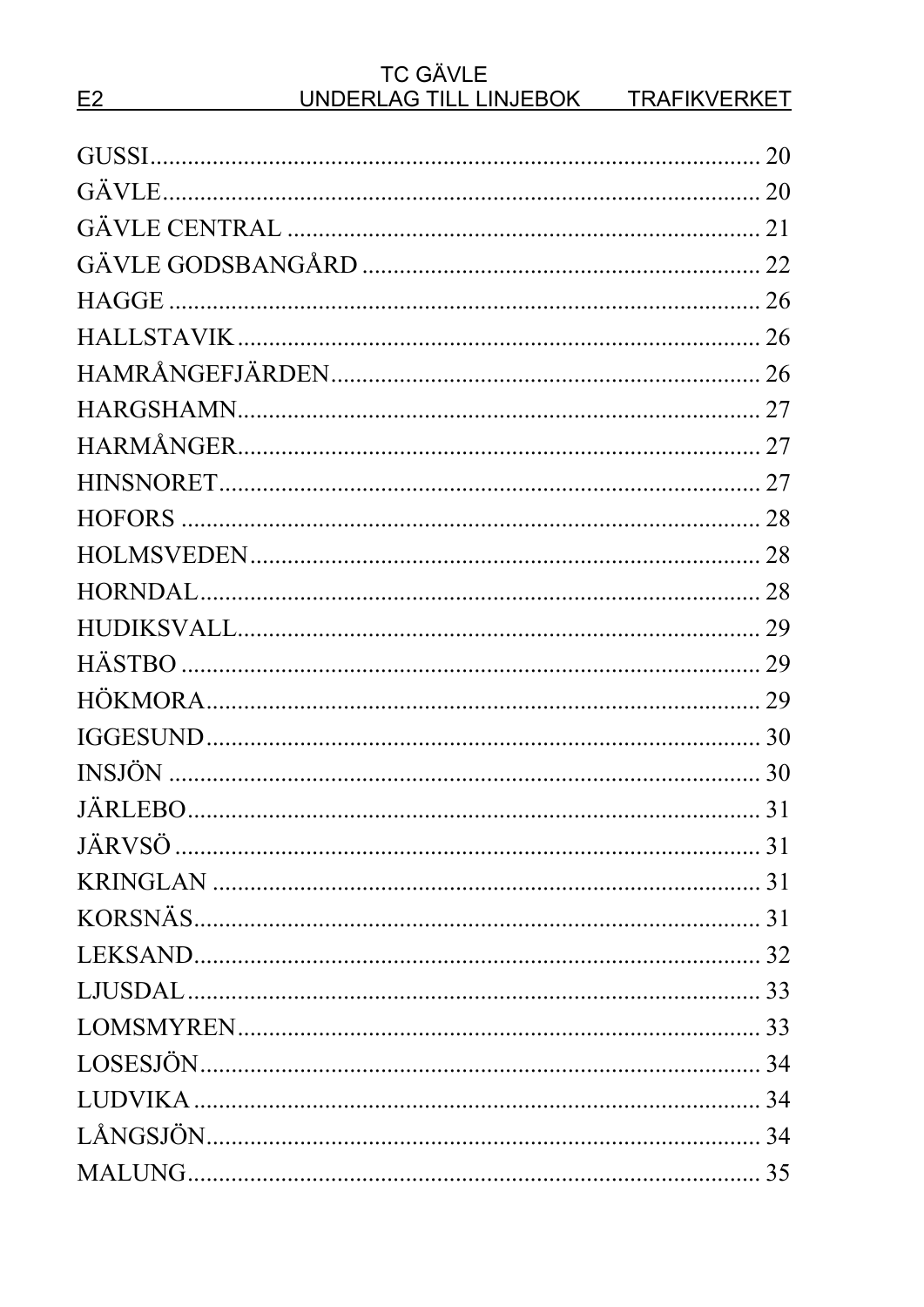GUSSI........................................................................................... 20
GÄVLE.......................................................................................... 20
GÄVLE CENTRAL ........................................................................ 21
GÄVLE GODSBANGÅRD ............................................................. 22
HAGGE ......................................................................................... 26
HALLSTAVIK ................................................................................ 26
HAMRÅNGEFJÄRDEN................................................................. 26
HARGSHAMN................................................................................ 27
HARMÅNGER................................................................................ 27
HINSNORET.................................................................................. 27
HOFORS ....................................................................................... 28
HOLMSVEDEN.............................................................................. 28
HORNDAL..................................................................................... 28
HUDIKSVALL................................................................................ 29
HÄSTBO ....................................................................................... 29
HÖKMORA.................................................................................... 29
IGGESUND.................................................................................... 30
INSJÖN ......................................................................................... 30
JÄRLEBO...................................................................................... 31
JÄRVSÖ ........................................................................................ 31
KRINGLAN ................................................................................... 31
KORSNÄS...................................................................................... 31
LEKSAND...................................................................................... 32
LJUSDAL....................................................................................... 33
LOMSMYREN................................................................................ 33
LOSESJÖN..................................................................................... 34
LUDVIKA ...................................................................................... 34
LÅNGSJÖN.................................................................................... 34
MALUNG....................................................................................... 35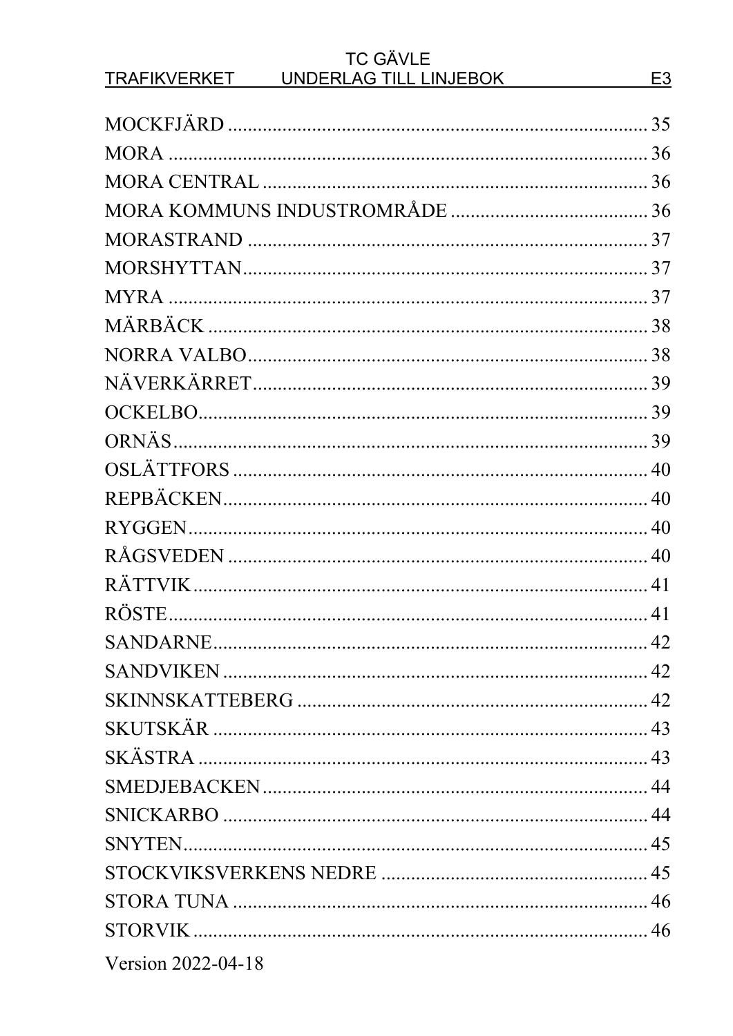MOCKFJÄRD ........................................................................ 35
MORA ................................................................................... 36
MORA CENTRAL .................................................................... 36
MORA KOMMUNS INDUSTROMRÅDE ....................................... 36
MORASTRAND ....................................................................... 37
MORSHYTTAN ........................................................................ 37
MYRA ................................................................................... 37
MÄRBÄCK ............................................................................. 38
NORRA VALBO ...................................................................... 38
NÄVERKÄRRET ..................................................................... 39
OCKELBO .............................................................................. 39
ORNÄS .................................................................................. 39
OSLÄTTFORS ......................................................................... 40
REPBÄCKEN .......................................................................... 40
RYGGEN ................................................................................ 40
RÅGSVEDEN .......................................................................... 40
RÄTTVIK ............................................................................... 41
RÖSTE ................................................................................... 41
SANDARNE ............................................................................ 42
SANDVIKEN ........................................................................... 42
SKINNSKATTEBERG ............................................................... 42
SKUTSKÄR ............................................................................. 43
SKÄSTRA ............................................................................... 43
SMEDJEBACKEN ..................................................................... 44
SNICKARBO ........................................................................... 44
SNYTEN ................................................................................. 45
STOCKVIKSVERKENS NEDRE .................................................. 45
STORA TUNA ......................................................................... 46
STORVIK ............................................................................... 46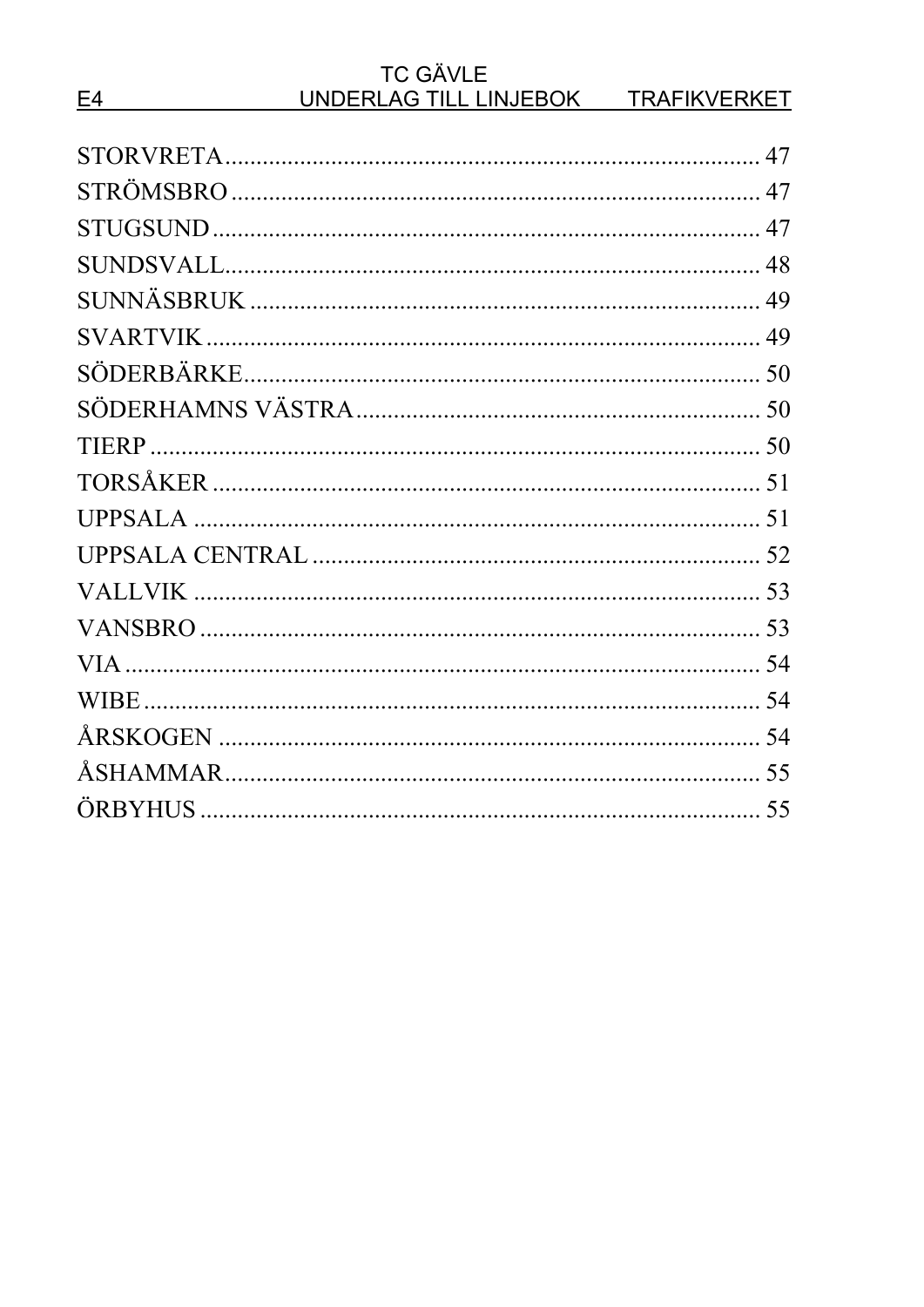STORVRETA ....................................................................................... 47
STRÖMSBRO ...................................................................................... 47
STUGSUND ......................................................................................... 47
SUNDSVALL........................................................................................ 48
SUNNÄSBRUK ................................................................................... 49
SVARTVIK .......................................................................................... 49
SÖDERBÄRKE.................................................................................... 50
SÖDERHAMNS VÄSTRA ................................................................. 50
TIERP .................................................................................................. 50
TORSÅKER ........................................................................................ 51
UPPSALA ........................................................................................... 51
UPPSALA CENTRAL ........................................................................ 52
VALLVIK ........................................................................................... 53
VANSBRO .......................................................................................... 53
VIA ...................................................................................................... 54
WIBE ................................................................................................... 54
ÅRSKOGEN ....................................................................................... 54
ÅSHAMMAR...................................................................................... 55
ÖRBYHUS .......................................................................................... 55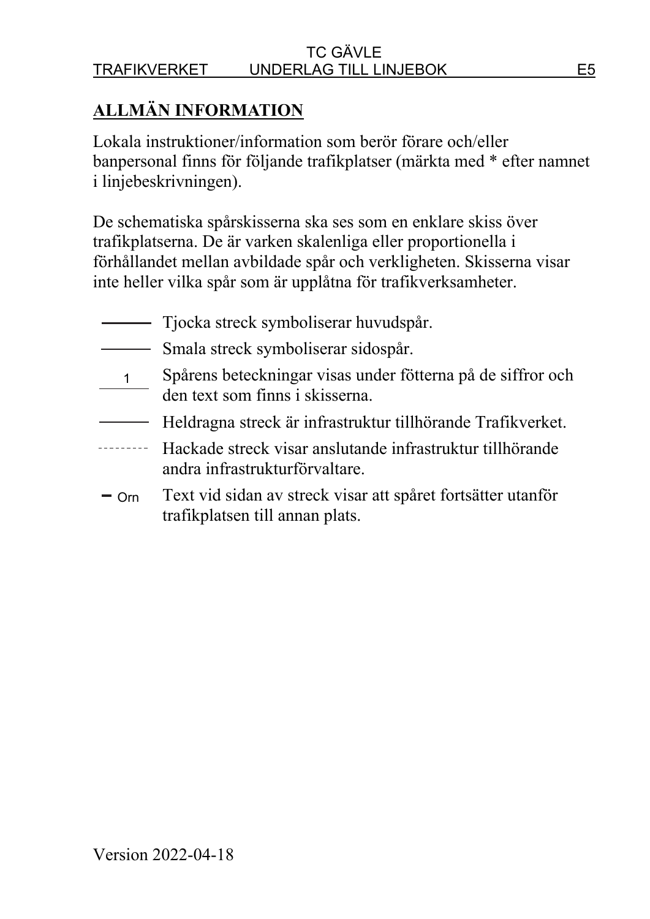## ALLMÄN INFORMATION

Lokala instruktioner/information som berör förare och/eller banpersonal finns för följande trafikplatser (märkta med * efter namnet i linjebeskrivningen).

De schematiska spårskisserna ska ses som en enklare skiss över trafikplatserna. De är varken skalenliga eller proportionella i förhållandet mellan avbildade spår och verkligheten. Skisserna visar inte heller vilka spår som är upplåtna för trafikverksamheter.

| Symbol | Förklaring |
| --- | --- |
| ——— | Tjocka streck symboliserar huvudspår. |
| ——— | Smala streck symboliserar sidospår. |
| 1 | Spårens beteckningar visas under fötterna på de siffror och den text som finns i skisserna. |
| ——— | Heldragna streck är infrastruktur tillhörande Trafikverket. |
| --------- | Hackade streck visar anslutande infrastruktur tillhörande andra infrastrukturförvaltare. |
| – Orn | Text vid sidan av streck visar att spåret fortsätter utanför trafikplatsen till annan plats. |

Version 2022-04-18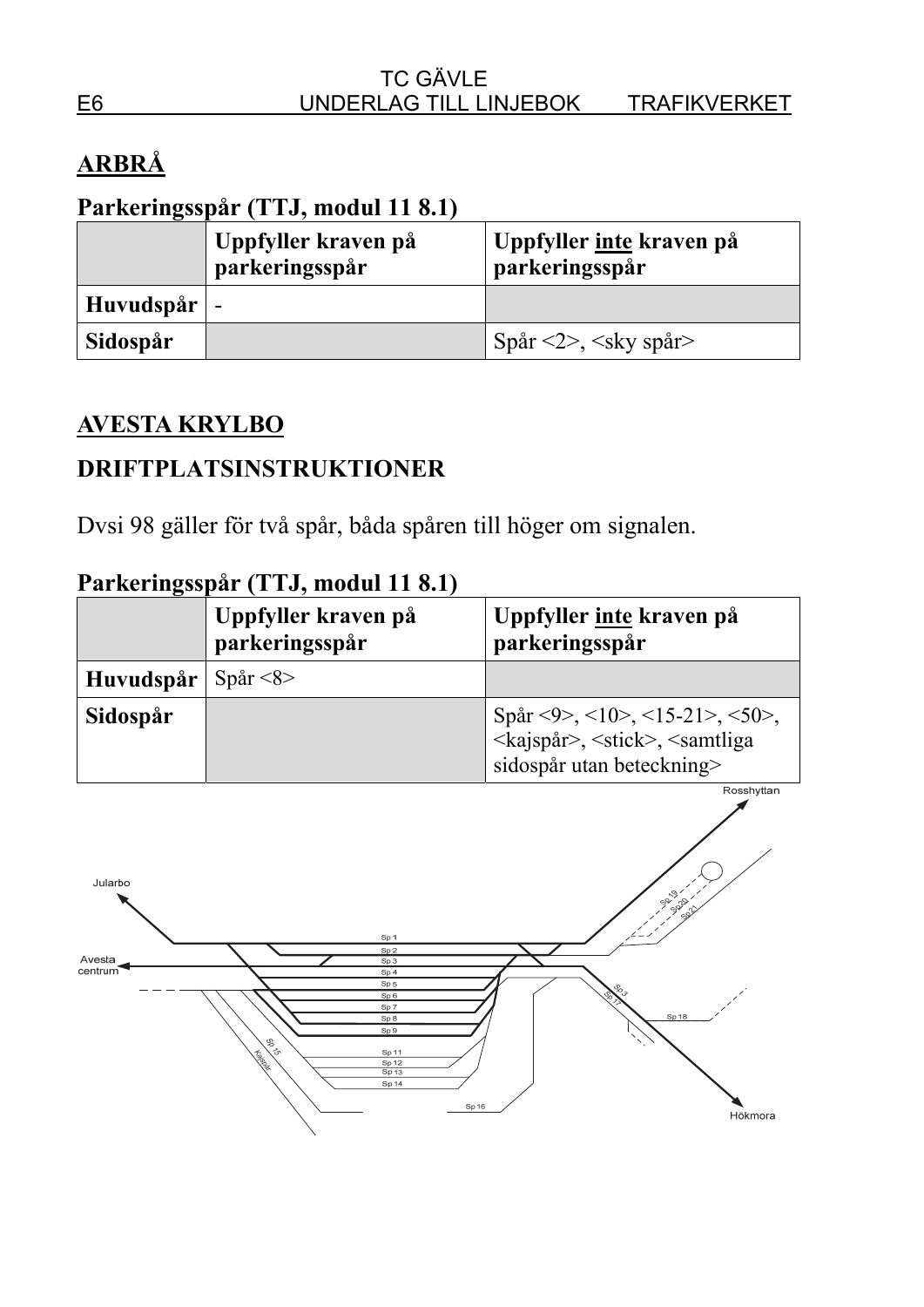# ARBRÅ

## Parkeringsspår (TTJ, modul 11 8.1)

| | Uppfyller kraven på parkeringsspår | Uppfyller inte kraven på parkeringsspår |
|---|---|---|
| **Huvudspår** | - | |
| **Sidospår** | | Spår <2>, <sky spår> |

# AVESTA KRYLBO

## DRIFTPLATSINSTRUKTIONER

Dvsi 98 gäller för två spår, båda spåren till höger om signalen.

## Parkeringsspår (TTJ, modul 11 8.1)

| | Uppfyller kraven på parkeringsspår | Uppfyller inte kraven på parkeringsspår |
|---|---|---|
| **Huvudspår** | Spår <8> | |
| **Sidospår** | | Spår <9>, <10>, <15-21>, <50>, <kajspår>, <stick>, <samtliga sidospår utan beteckning> |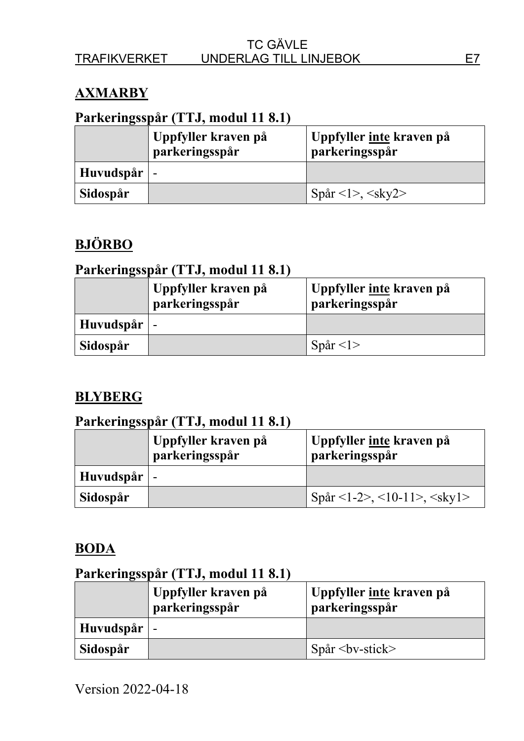## AXMARBY

### Parkeringsspår (TTJ, modul 11 8.1)

| | Uppfyller kraven på parkeringsspår | Uppfyller inte kraven på parkeringsspår |
|---|---|---|
| **Huvudspår** | - | |
| **Sidospår** | | Spår <1>, <sky2> |

## BJÖRBO

### Parkeringsspår (TTJ, modul 11 8.1)

| | Uppfyller kraven på parkeringsspår | Uppfyller inte kraven på parkeringsspår |
|---|---|---|
| **Huvudspår** | - | |
| **Sidospår** | | Spår <1> |

## BLYBERG

### Parkeringsspår (TTJ, modul 11 8.1)

| | Uppfyller kraven på parkeringsspår | Uppfyller inte kraven på parkeringsspår |
|---|---|---|
| **Huvudspår** | - | |
| **Sidospår** | | Spår <1-2>, <10-11>, <sky1> |

## BODA

### Parkeringsspår (TTJ, modul 11 8.1)

| | Uppfyller kraven på parkeringsspår | Uppfyller inte kraven på parkeringsspår |
|---|---|---|
| **Huvudspår** | - | |
| **Sidospår** | | Spår <bv-stick> |

Version 2022-04-18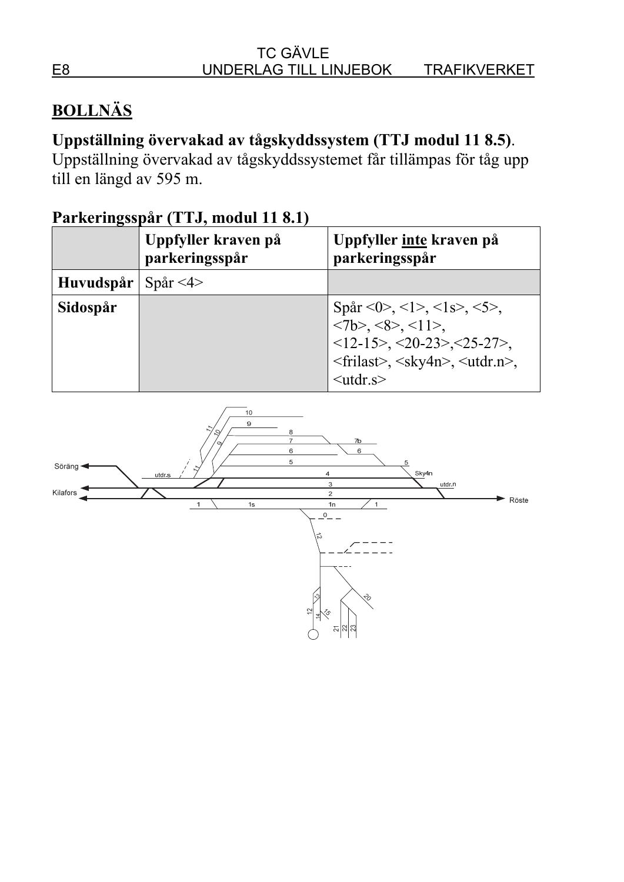## BOLLNÄS

**Uppställning övervakad av tågskyddssystem (TTJ modul 11 8.5)**.
Uppställning övervakad av tågskyddssystemet får tillämpas för tåg upp till en längd av 595 m.

**Parkeringsspår (TTJ, modul 11 8.1)**

| | Uppfyller kraven på parkeringsspår | Uppfyller inte kraven på parkeringsspår |
|---|---|---|
| **Huvudspår** | Spår <4> | |
| **Sidospår** | | Spår <0>, <1>, <1s>, <5>, <7b>, <8>, <11>, <12-15>, <20-23>,<25-27>, <frilast>, <sky4n>, <utdr.n>, <utdr.s> |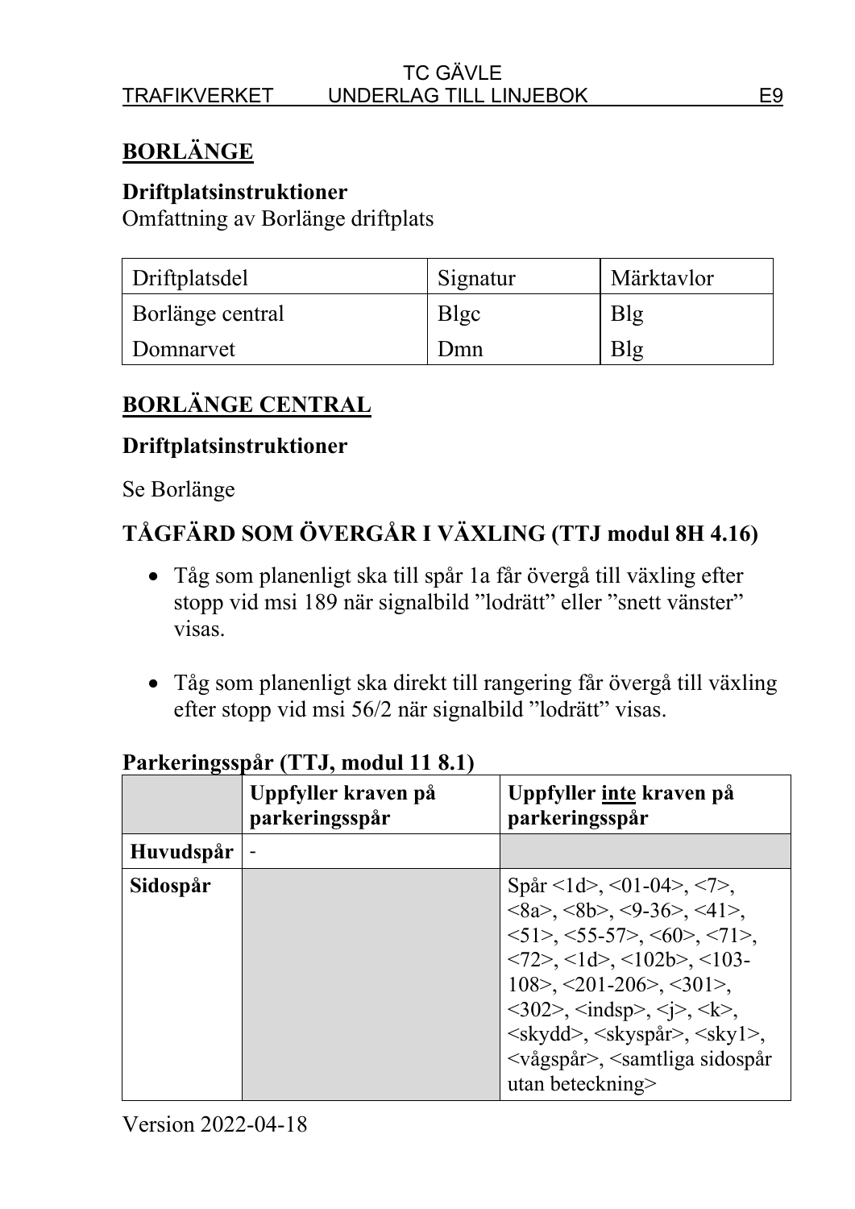# BORLÄNGE

**Driftplatsinstruktioner**

Omfattning av Borlänge driftplats

| Driftplatsdel | Signatur | Märktavlor |
|---|---|---|
| Borlänge central | Blgc | Blg |
| Domnarvet | Dmn | Blg |

# BORLÄNGE CENTRAL

**Driftplatsinstruktioner**

Se Borlänge

## TÅGFÄRD SOM ÖVERGÅR I VÄXLING (TTJ modul 8H 4.16)

- Tåg som planenligt ska till spår 1a får övergå till växling efter stopp vid msi 189 när signalbild ”lodrätt” eller ”snett vänster” visas.

- Tåg som planenligt ska direkt till rangering får övergå till växling efter stopp vid msi 56/2 när signalbild ”lodrätt” visas.

**Parkeringsspår (TTJ, modul 11 8.1)**

| | **Uppfyller kraven på parkeringsspår** | **Uppfyller inte kraven på parkeringsspår** |
|---|---|---|
| **Huvudspår** | - | |
| **Sidospår** | | Spår <1d>, <01-04>, <7>, <8a>, <8b>, <9-36>, <41>, <51>, <55-57>, <60>, <71>, <72>, <1d>, <102b>, <103-108>, <201-206>, <301>, <302>, <indsp>, <j>, <k>, <skydd>, <skyspår>, <sky1>, <vågspår>, <samtliga sidospår utan beteckning> |

Version 2022-04-18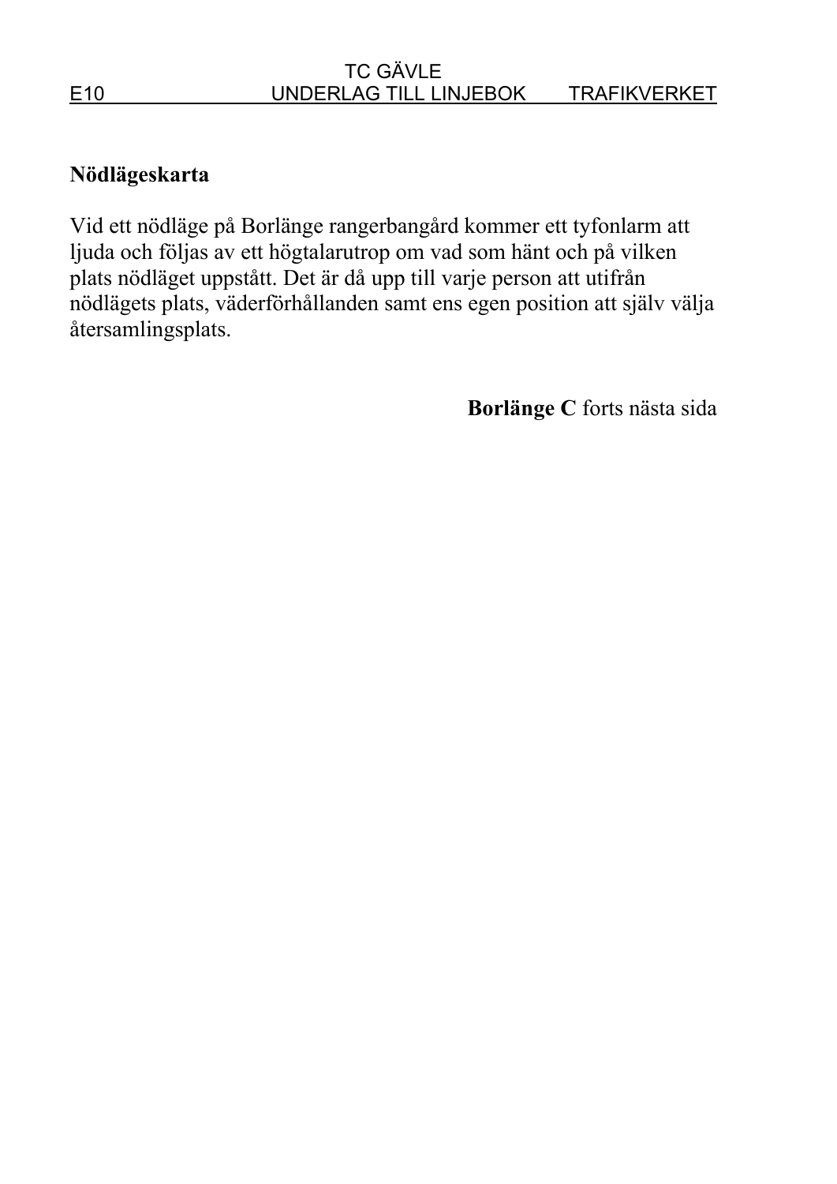## Nödlägeskarta

Vid ett nödläge på Borlänge rangerbangård kommer ett tyfonlarm att ljuda och följas av ett högtalarutrop om vad som hänt och på vilken plats nödläget uppstått. Det är då upp till varje person att utifrån nödlägets plats, väderförhållanden samt ens egen position att själv välja återsamlingsplats.

**Borlänge C** forts nästa sida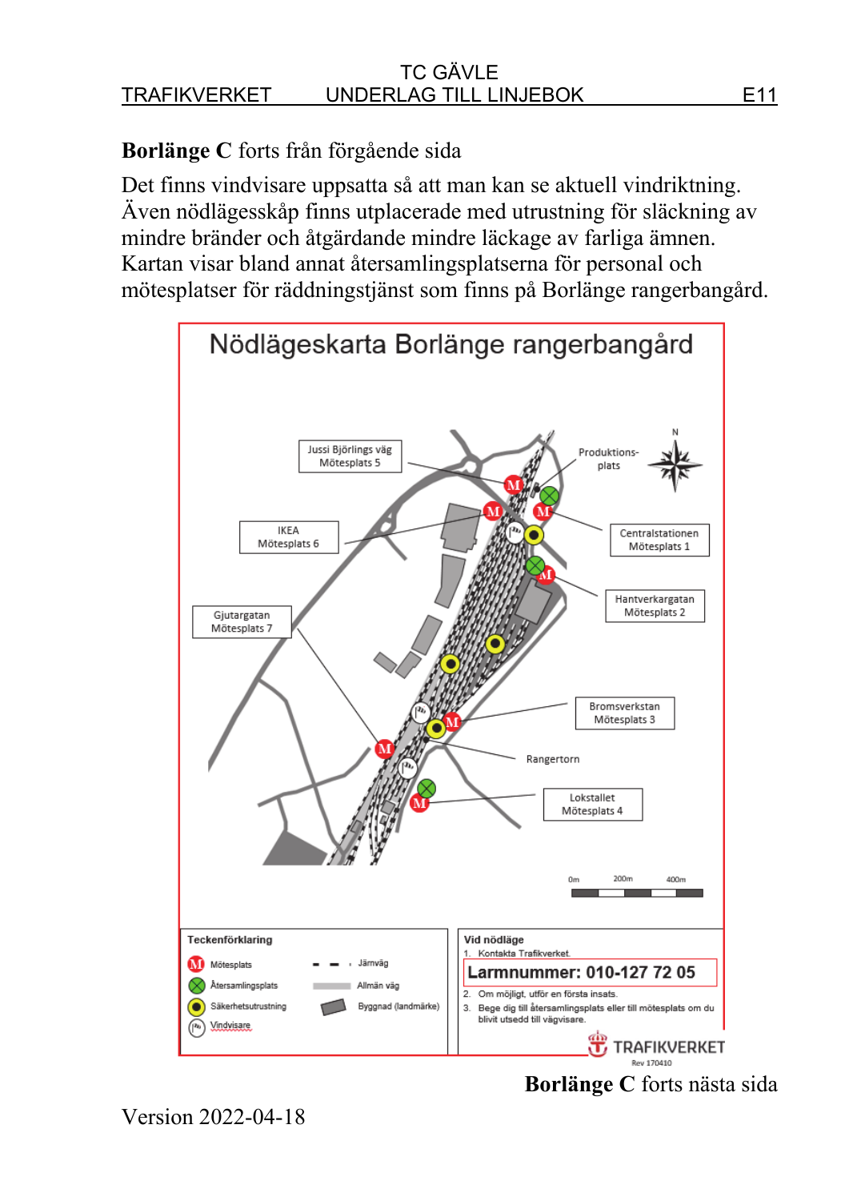**Borlänge C** forts från förgående sida

Det finns vindvisare uppsatta så att man kan se aktuell vindriktning. Även nödlägesskåp finns utplacerade med utrustning för släckning av mindre bränder och åtgärdande mindre läckage av farliga ämnen. Kartan visar bland annat återsamlingsplatserna för personal och mötesplatser för räddningstjänst som finns på Borlänge rangerbangård.

## Nödlägeskarta Borlänge rangerbangård

- Jussi Björlings väg – Mötesplats 5
- IKEA – Mötesplats 6
- Gjutargatan – Mötesplats 7
- Produktionsplats
- Centralstationen – Mötesplats 1
- Hantverkargatan – Mötesplats 2
- Bromsverkstan – Mötesplats 3
- Rangertorn
- Lokstallet – Mötesplats 4

N

0m 200m 400m

**Teckenförklaring**

- M – Mötesplats
- Återsamlingsplats
- Säkerhetsutrustning
- Vindvisare
- Järnväg
- Allmän väg
- Byggnad (landmärke)

**Vid nödläge**

1. Kontakta Trafikverket.

**Larmnummer: 010-127 72 05**

2. Om möjligt, utför en första insats.
3. Bege dig till återsamlingsplats eller till mötesplats om du blivit utsedd till vägvisare.

TRAFIKVERKET
Rev 170410

**Borlänge C** forts nästa sida

Version 2022-04-18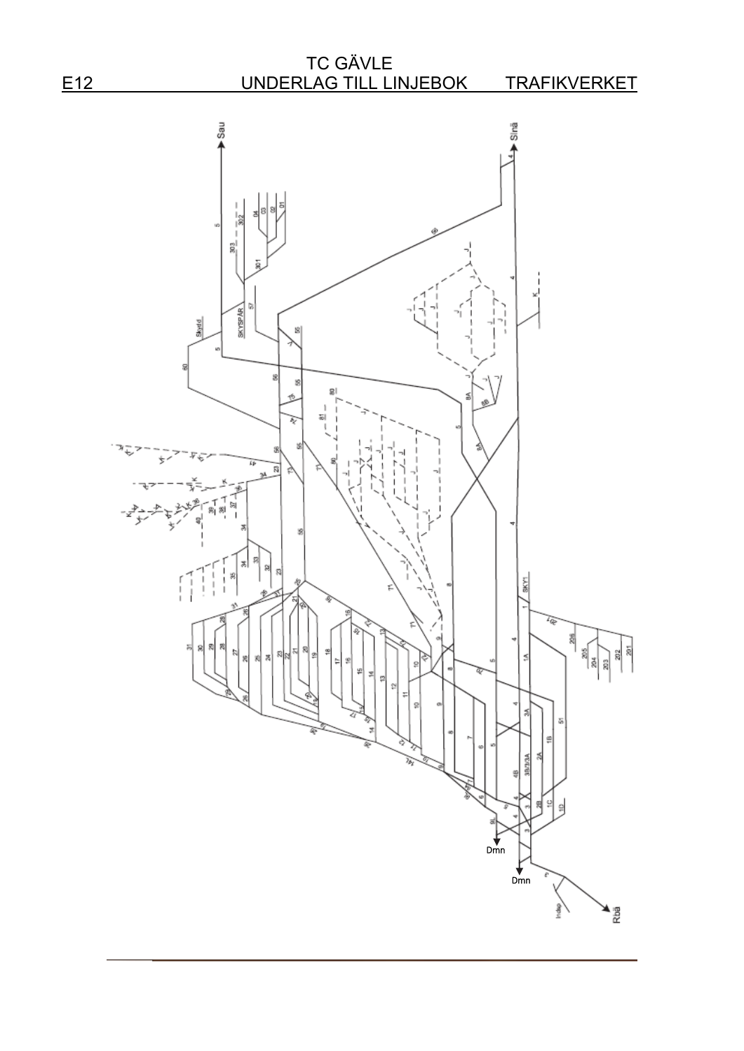TC GÄVLE

E12 UNDERLAG TILL LINJEBOK TRAFIKVERKET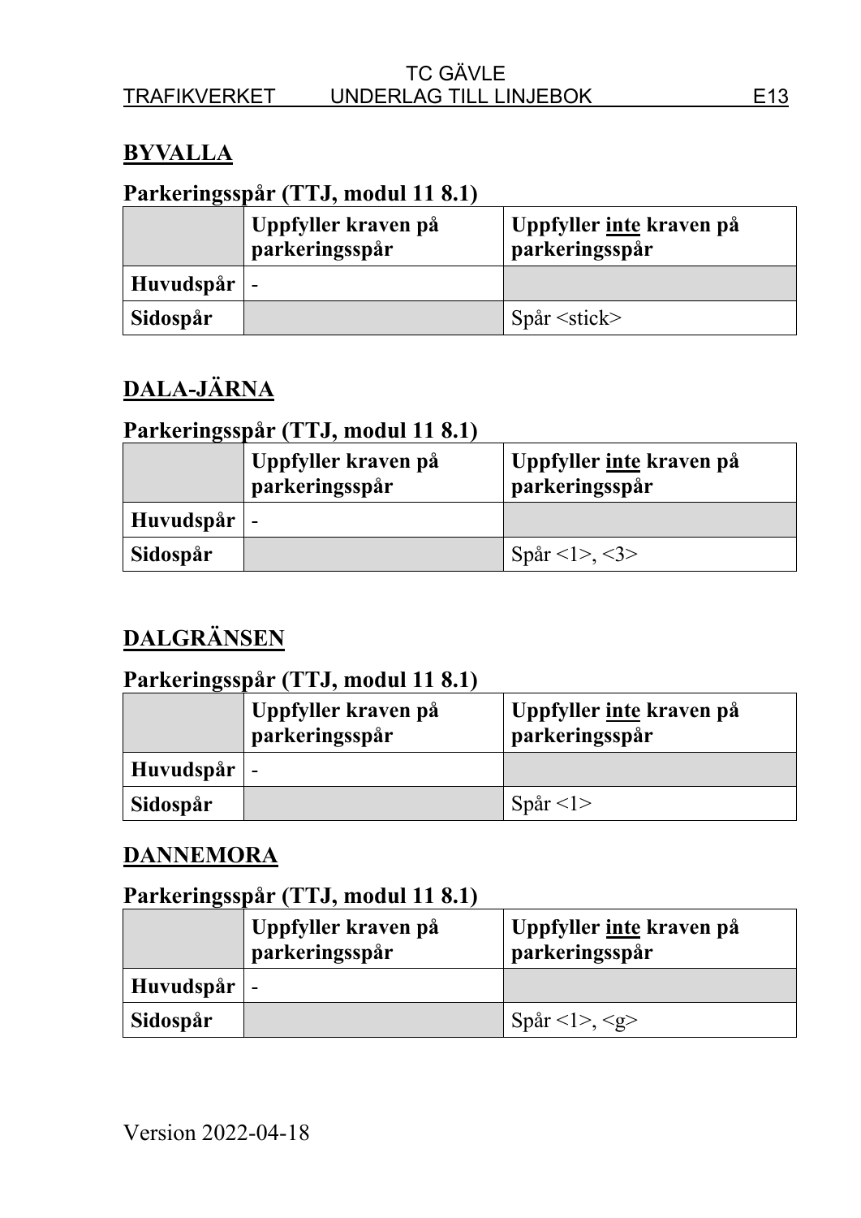## BYVALLA

### Parkeringsspår (TTJ, modul 11 8.1)

| | Uppfyller kraven på parkeringsspår | Uppfyller **inte** kraven på parkeringsspår |
|---|---|---|
| **Huvudspår** | - | |
| **Sidospår** | | Spår <stick> |

## DALA-JÄRNA

### Parkeringsspår (TTJ, modul 11 8.1)

| | Uppfyller kraven på parkeringsspår | Uppfyller **inte** kraven på parkeringsspår |
|---|---|---|
| **Huvudspår** | - | |
| **Sidospår** | | Spår <1>, <3> |

## DALGRÄNSEN

### Parkeringsspår (TTJ, modul 11 8.1)

| | Uppfyller kraven på parkeringsspår | Uppfyller **inte** kraven på parkeringsspår |
|---|---|---|
| **Huvudspår** | - | |
| **Sidospår** | | Spår <1> |

## DANNEMORA

### Parkeringsspår (TTJ, modul 11 8.1)

| | Uppfyller kraven på parkeringsspår | Uppfyller **inte** kraven på parkeringsspår |
|---|---|---|
| **Huvudspår** | - | |
| **Sidospår** | | Spår <1>, <g> |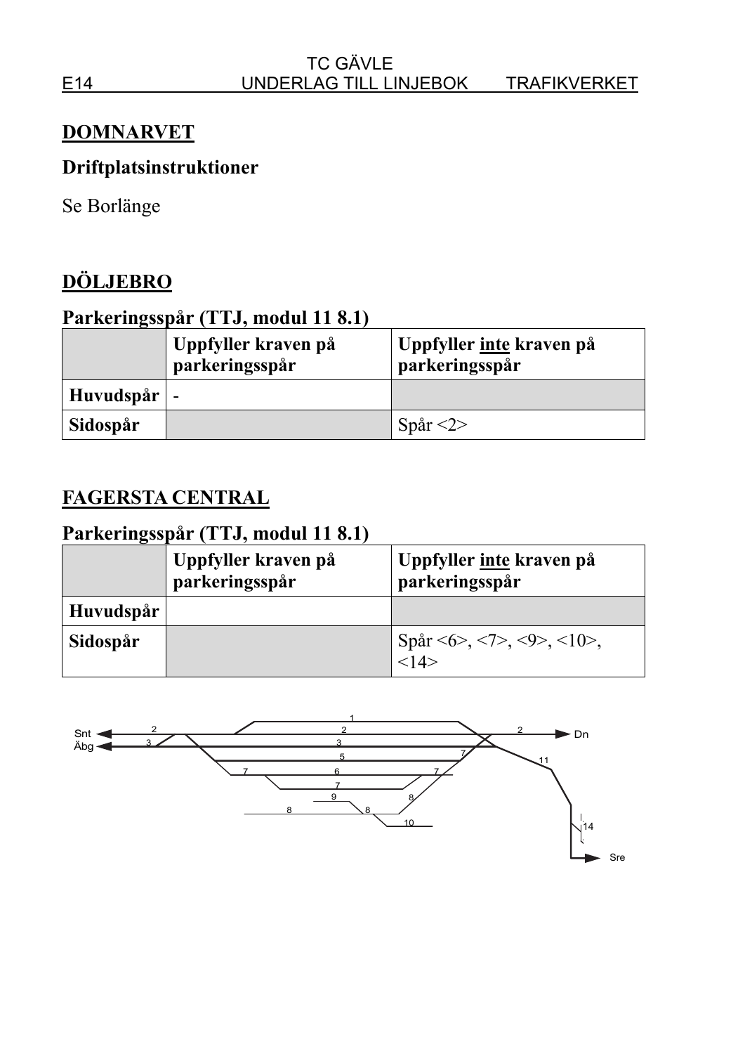## DOMNARVET

### Driftplatsinstruktioner

Se Borlänge

## DÖLJEBRO

### Parkeringsspår (TTJ, modul 11 8.1)

| | Uppfyller kraven på parkeringsspår | Uppfyller inte kraven på parkeringsspår |
|---|---|---|
| Huvudspår | - | |
| Sidospår | | Spår <2> |

## FAGERSTA CENTRAL

### Parkeringsspår (TTJ, modul 11 8.1)

| | Uppfyller kraven på parkeringsspår | Uppfyller inte kraven på parkeringsspår |
|---|---|---|
| Huvudspår | | |
| Sidospår | | Spår <6>, <7>, <9>, <10>, <14> |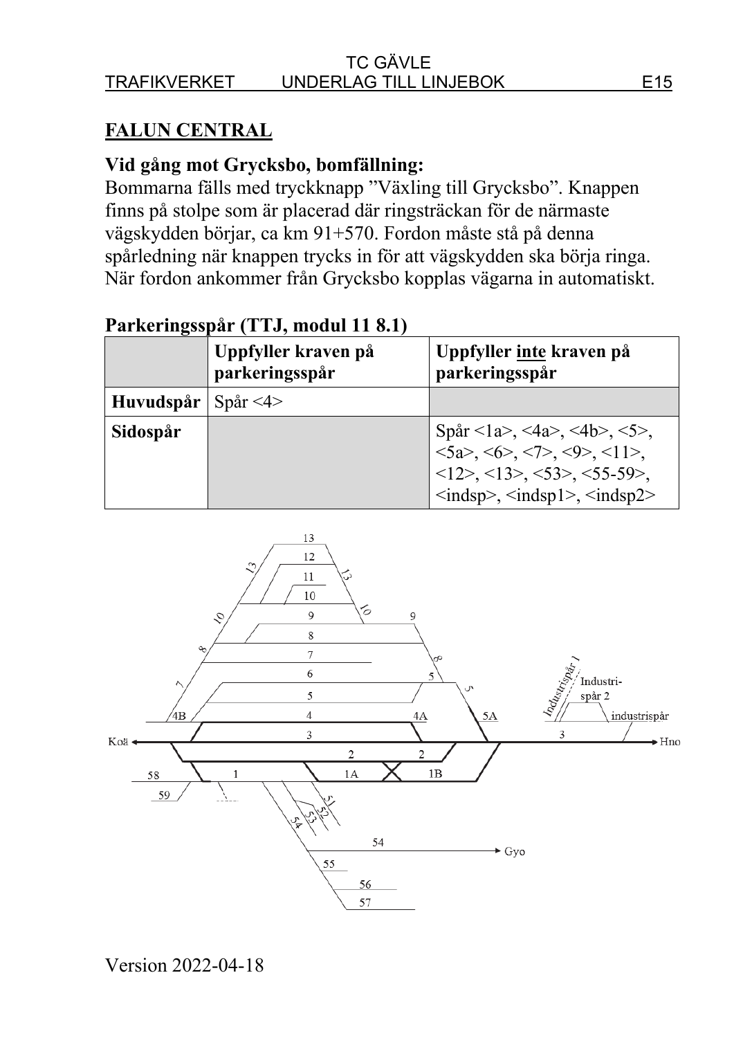## FALUN CENTRAL

### Vid gång mot Grycksbo, bomfällning:

Bommarna fälls med tryckknapp ”Växling till Grycksbo”. Knappen finns på stolpe som är placerad där ringsträckan för de närmaste vägskydden börjar, ca km 91+570. Fordon måste stå på denna spårledning när knappen trycks in för att vägskydden ska börja ringa. När fordon ankommer från Grycksbo kopplas vägarna in automatiskt.

### Parkeringsspår (TTJ, modul 11 8.1)

| | Uppfyller kraven på parkeringsspår | Uppfyller inte kraven på parkeringsspår |
|---|---|---|
| **Huvudspår** | Spår <4> | |
| **Sidospår** | | Spår <1a>, <4a>, <4b>, <5>, <5a>, <6>, <7>, <9>, <11>, <12>, <13>, <53>, <55-59>, <indsp>, <indsp1>, <indsp2> |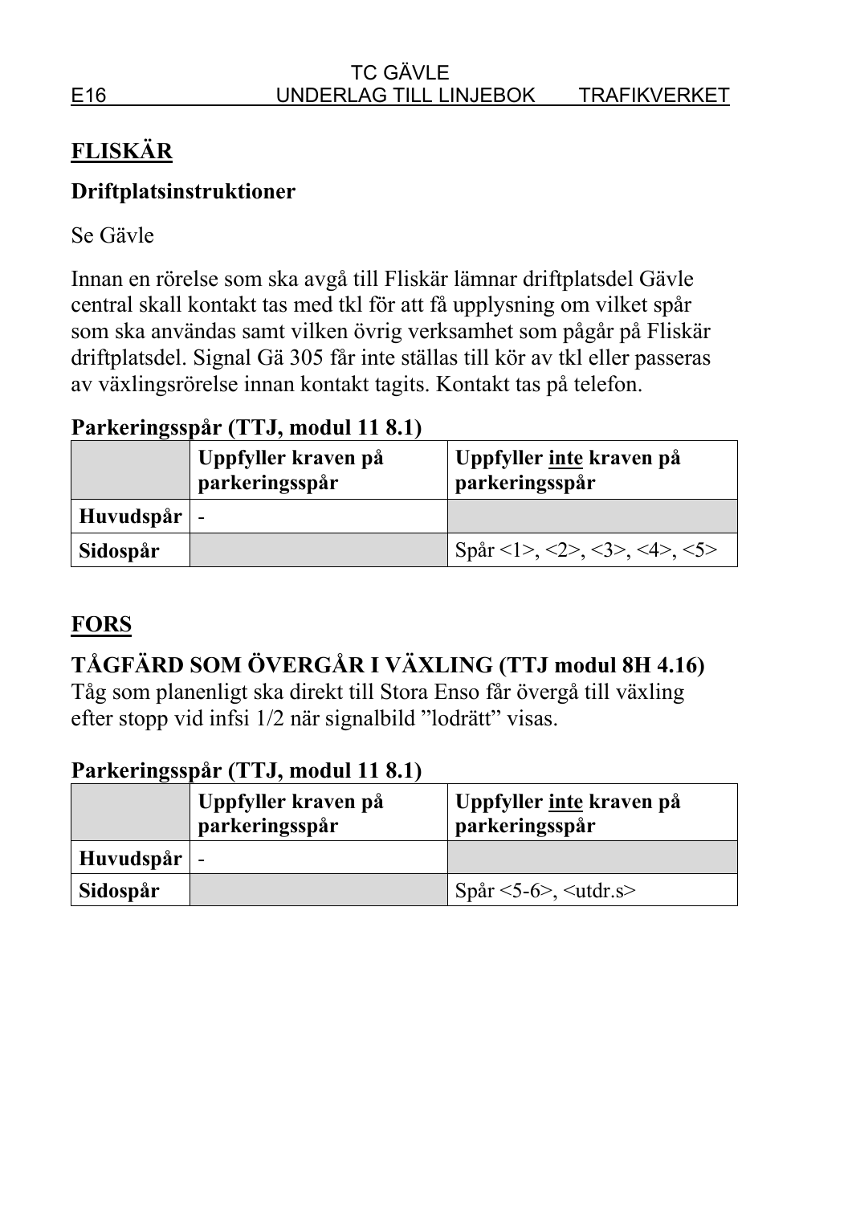## FLISKÄR

### Driftplatsinstruktioner

Se Gävle

Innan en rörelse som ska avgå till Fliskär lämnar driftplatsdel Gävle central skall kontakt tas med tkl för att få upplysning om vilket spår som ska användas samt vilken övrig verksamhet som pågår på Fliskär driftplatsdel. Signal Gä 305 får inte ställas till kör av tkl eller passeras av växlingsrörelse innan kontakt tagits. Kontakt tas på telefon.

**Parkeringsspår (TTJ, modul 11 8.1)**

| | Uppfyller kraven på parkeringsspår | Uppfyller inte kraven på parkeringsspår |
|---|---|---|
| **Huvudspår** | - | |
| **Sidospår** | | Spår <1>, <2>, <3>, <4>, <5> |

## FORS

### TÅGFÄRD SOM ÖVERGÅR I VÄXLING (TTJ modul 8H 4.16)

Tåg som planenligt ska direkt till Stora Enso får övergå till växling efter stopp vid infsi 1/2 när signalbild "lodrätt" visas.

**Parkeringsspår (TTJ, modul 11 8.1)**

| | Uppfyller kraven på parkeringsspår | Uppfyller inte kraven på parkeringsspår |
|---|---|---|
| **Huvudspår** | - | |
| **Sidospår** | | Spår <5-6>, <utdr.s> |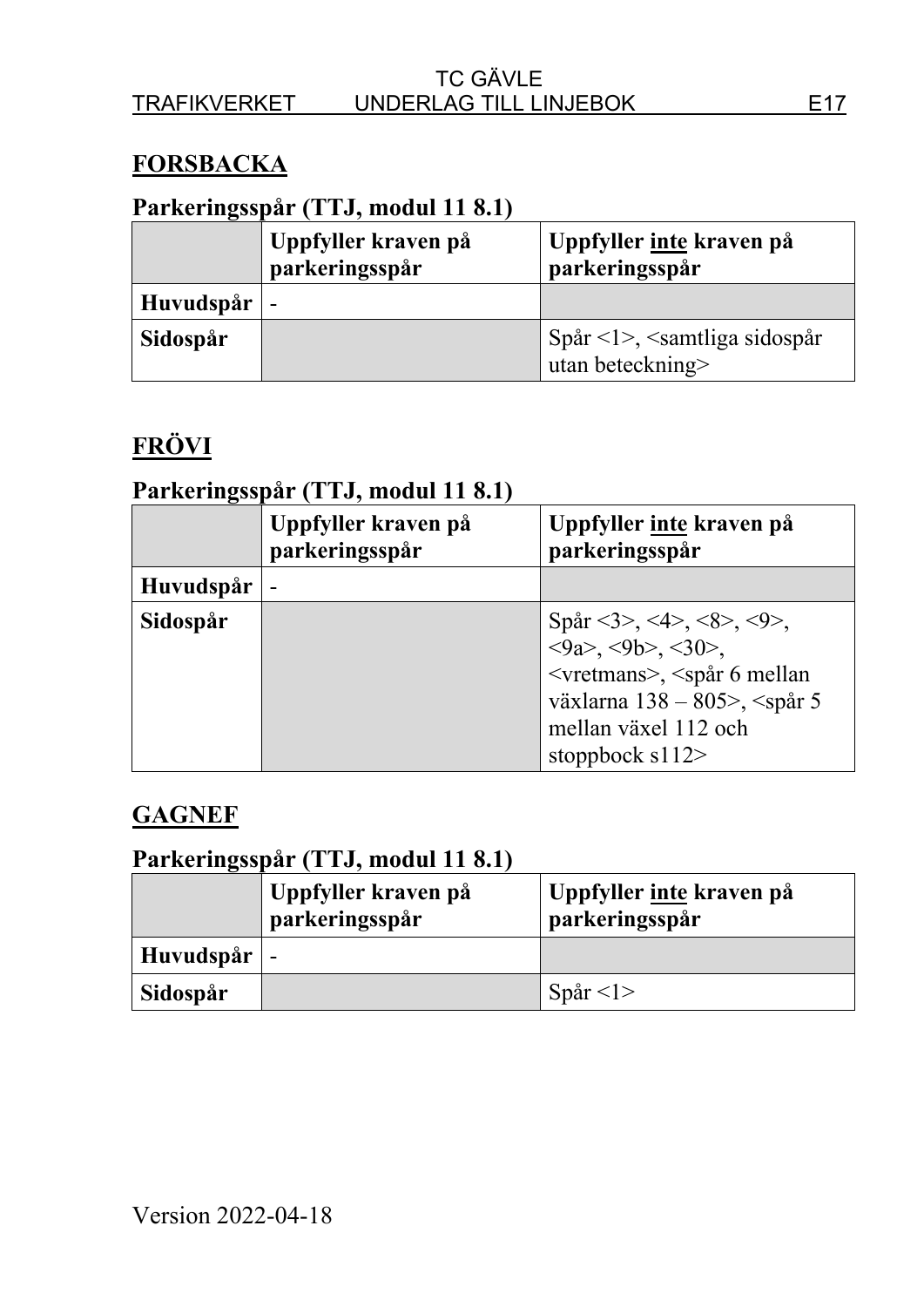## FORSBACKA

### Parkeringsspår (TTJ, modul 11 8.1)

| | Uppfyller kraven på parkeringsspår | Uppfyller inte kraven på parkeringsspår |
|---|---|---|
| **Huvudspår** | - | |
| **Sidospår** | | Spår <1>, <samtliga sidospår utan beteckning> |

## FRÖVI

### Parkeringsspår (TTJ, modul 11 8.1)

| | Uppfyller kraven på parkeringsspår | Uppfyller inte kraven på parkeringsspår |
|---|---|---|
| **Huvudspår** | - | |
| **Sidospår** | | Spår <3>, <4>, <8>, <9>, <9a>, <9b>, <30>, <vretmans>, <spår 6 mellan växlarna 138 – 805>, <spår 5 mellan växel 112 och stoppbock s112> |

## GAGNEF

### Parkeringsspår (TTJ, modul 11 8.1)

| | Uppfyller kraven på parkeringsspår | Uppfyller inte kraven på parkeringsspår |
|---|---|---|
| **Huvudspår** | - | |
| **Sidospår** | | Spår <1> |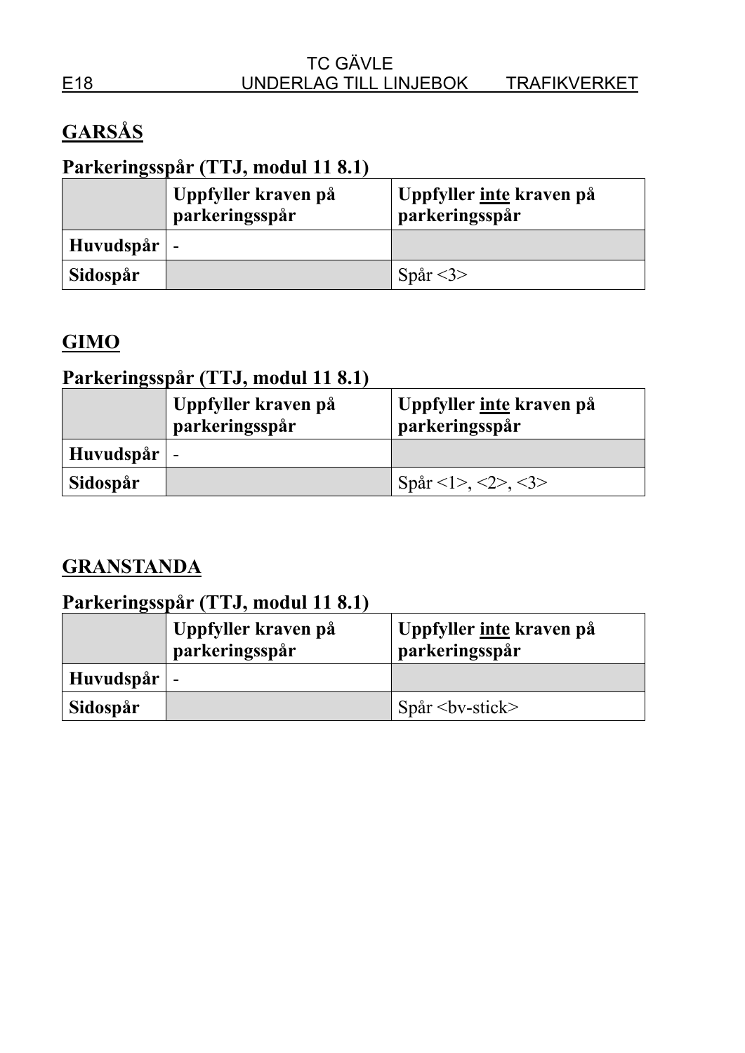## GARSÅS

### Parkeringsspår (TTJ, modul 11 8.1)

| | Uppfyller kraven på parkeringsspår | Uppfyller <u>inte</u> kraven på parkeringsspår |
|---|---|---|
| **Huvudspår** | - | |
| **Sidospår** | | Spår <3> |

## GIMO

### Parkeringsspår (TTJ, modul 11 8.1)

| | Uppfyller kraven på parkeringsspår | Uppfyller <u>inte</u> kraven på parkeringsspår |
|---|---|---|
| **Huvudspår** | - | |
| **Sidospår** | | Spår <1>, <2>, <3> |

## GRANSTANDA

### Parkeringsspår (TTJ, modul 11 8.1)

| | Uppfyller kraven på parkeringsspår | Uppfyller <u>inte</u> kraven på parkeringsspår |
|---|---|---|
| **Huvudspår** | - | |
| **Sidospår** | | Spår <bv-stick> |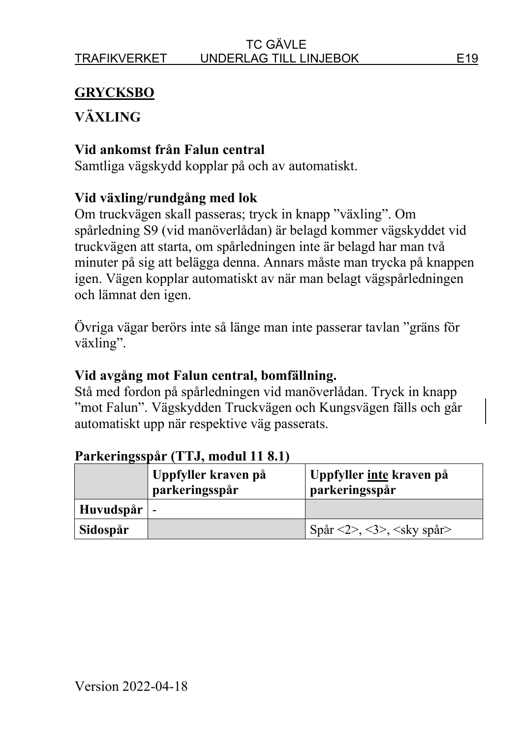## GRYCKSBO

### VÄXLING

**Vid ankomst från Falun central**
Samtliga vägskydd kopplar på och av automatiskt.

**Vid växling/rundgång med lok**
Om truckvägen skall passeras; tryck in knapp ”växling”. Om spårledning S9 (vid manöverlådan) är belagd kommer vägskyddet vid truckvägen att starta, om spårledningen inte är belagd har man två minuter på sig att belägga denna. Annars måste man trycka på knappen igen. Vägen kopplar automatiskt av när man belagt vägspårledningen och lämnat den igen.

Övriga vägar berörs inte så länge man inte passerar tavlan ”gräns för växling”.

**Vid avgång mot Falun central, bomfällning.**
Stå med fordon på spårledningen vid manöverlådan. Tryck in knapp ”mot Falun”. Vägskydden Truckvägen och Kungsvägen fälls och går automatiskt upp när respektive väg passerats.

**Parkeringsspår (TTJ, modul 11 8.1)**

| | Uppfyller kraven på parkeringsspår | Uppfyller inte kraven på parkeringsspår |
|---|---|---|
| **Huvudspår** | - | |
| **Sidospår** | | Spår <2>, <3>, <sky spår> |

Version 2022-04-18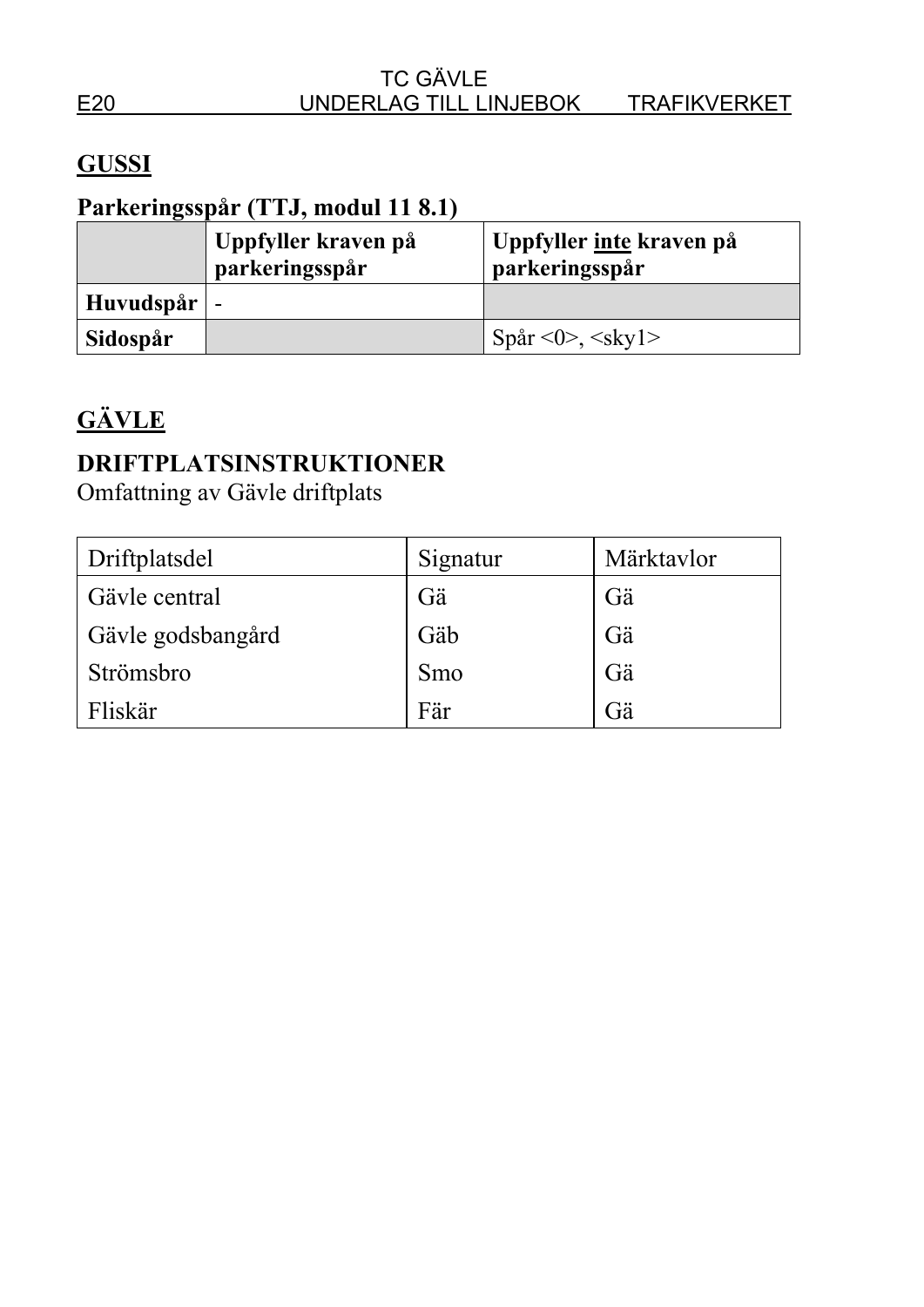## GUSSI

### Parkeringsspår (TTJ, modul 11 8.1)

| | Uppfyller kraven på parkeringsspår | Uppfyller inte kraven på parkeringsspår |
|---|---|---|
| **Huvudspår** | - | |
| **Sidospår** | | Spår <0>, <sky1> |

## GÄVLE

### DRIFTPLATSINSTRUKTIONER

Omfattning av Gävle driftplats

| Driftplatsdel | Signatur | Märktavlor |
|---|---|---|
| Gävle central | Gä | Gä |
| Gävle godsbangård | Gäb | Gä |
| Strömsbro | Smo | Gä |
| Fliskär | Fär | Gä |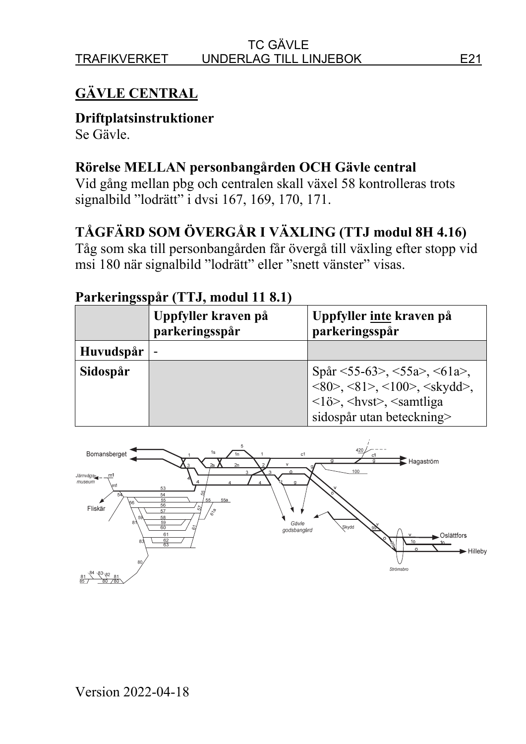## GÄVLE CENTRAL

### Driftplatsinstruktioner

Se Gävle.

### Rörelse MELLAN personbangården OCH Gävle central

Vid gång mellan pbg och centralen skall växel 58 kontrolleras trots signalbild "lodrätt" i dvsi 167, 169, 170, 171.

### TÅGFÄRD SOM ÖVERGÅR I VÄXLING (TTJ modul 8H 4.16)

Tåg som ska till personbangården får övergå till växling efter stopp vid msi 180 när signalbild "lodrätt" eller "snett vänster" visas.

### Parkeringsspår (TTJ, modul 11 8.1)

| | Uppfyller kraven på parkeringsspår | Uppfyller inte kraven på parkeringsspår |
|---|---|---|
| **Huvudspår** | - | |
| **Sidospår** | | Spår <55-63>, <55a>, <61a>, <80>, <81>, <100>, <skydd>, <1ö>, <hvst>, <samtliga sidospår utan beteckning> |

Version 2022-04-18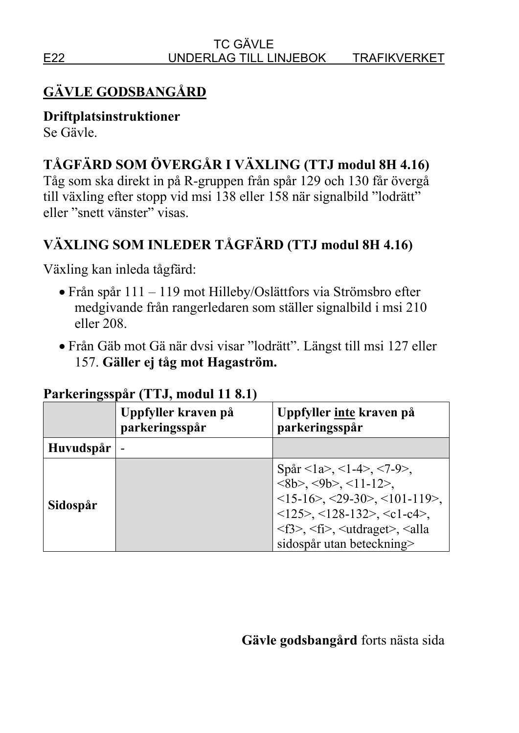## GÄVLE GODSBANGÅRD

**Driftplatsinstruktioner**
Se Gävle.

### TÅGFÄRD SOM ÖVERGÅR I VÄXLING (TTJ modul 8H 4.16)

Tåg som ska direkt in på R-gruppen från spår 129 och 130 får övergå till växling efter stopp vid msi 138 eller 158 när signalbild ”lodrätt” eller ”snett vänster” visas.

### VÄXLING SOM INLEDER TÅGFÄRD (TTJ modul 8H 4.16)

Växling kan inleda tågfärd:

- Från spår 111 – 119 mot Hilleby/Oslättfors via Strömsbro efter medgivande från rangerledaren som ställer signalbild i msi 210 eller 208.
- Från Gäb mot Gä när dvsi visar ”lodrätt”. Längst till msi 127 eller 157. **Gäller ej tåg mot Hagaström.**

**Parkeringsspår (TTJ, modul 11 8.1)**

| | **Uppfyller kraven på parkeringsspår** | **Uppfyller <u>inte</u> kraven på parkeringsspår** |
|---|---|---|
| **Huvudspår** | - | |
| **Sidospår** | | Spår <1a>, <1-4>, <7-9>, <8b>, <9b>, <11-12>, <15-16>, <29-30>, <101-119>, <125>, <128-132>, <c1-c4>, <f3>, <fi>, <utdraget>, <alla sidospår utan beteckning> |

**Gävle godsbangård** forts nästa sida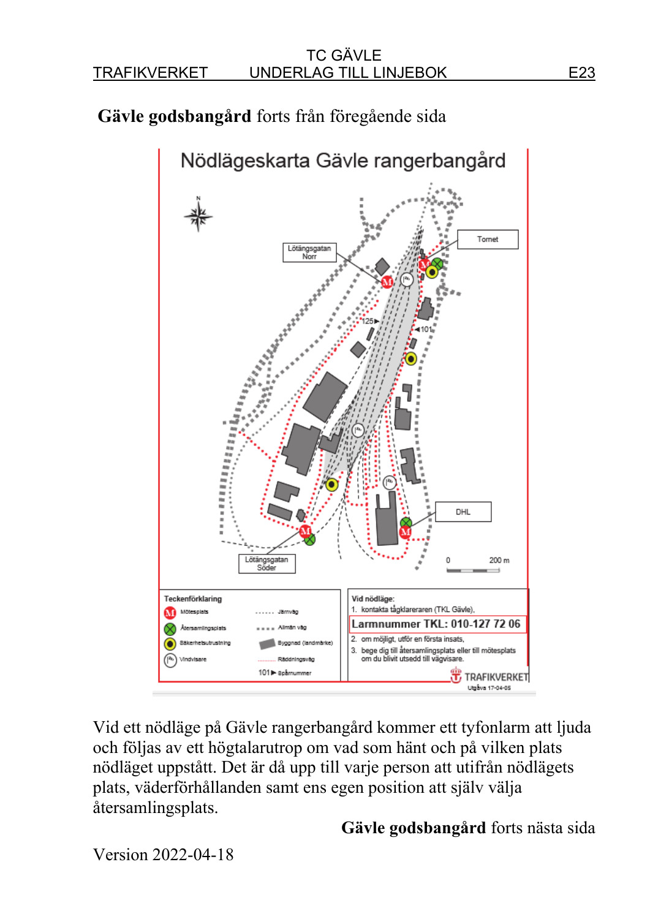**Gävle godsbangård** forts från föregående sida

Nödlägeskarta Gävle rangerbangård

Lötängsgatan Norr

Tornet

125▶

◀101

DHL

Lötängsgatan Söder

0 200 m

Teckenförklaring

- Mötesplats
- Återsamlingsplats
- Säkerhetsutrustning
- Vindvisare
- Järnväg
- Allmän väg
- Byggnad (landmärke)
- Räddningsväg
- 101▶ Spårnummer

Vid nödläge:

1. kontakta tågklareraren (TKL Gävle),

Larmnummer TKL: 010-127 72 06

2. om möjligt, utför en första insats,
3. bege dig till återsamlingsplats eller till mötesplats om du blivit utsedd till vägvisare.

TRAFIKVERKET

Utgåva 17-04-05

Vid ett nödläge på Gävle rangerbangård kommer ett tyfonlarm att ljuda och följas av ett högtalarutrop om vad som hänt och på vilken plats nödläget uppstått. Det är då upp till varje person att utifrån nödlägets plats, väderförhållanden samt ens egen position att själv välja återsamlingsplats.

**Gävle godsbangård** forts nästa sida

Version 2022-04-18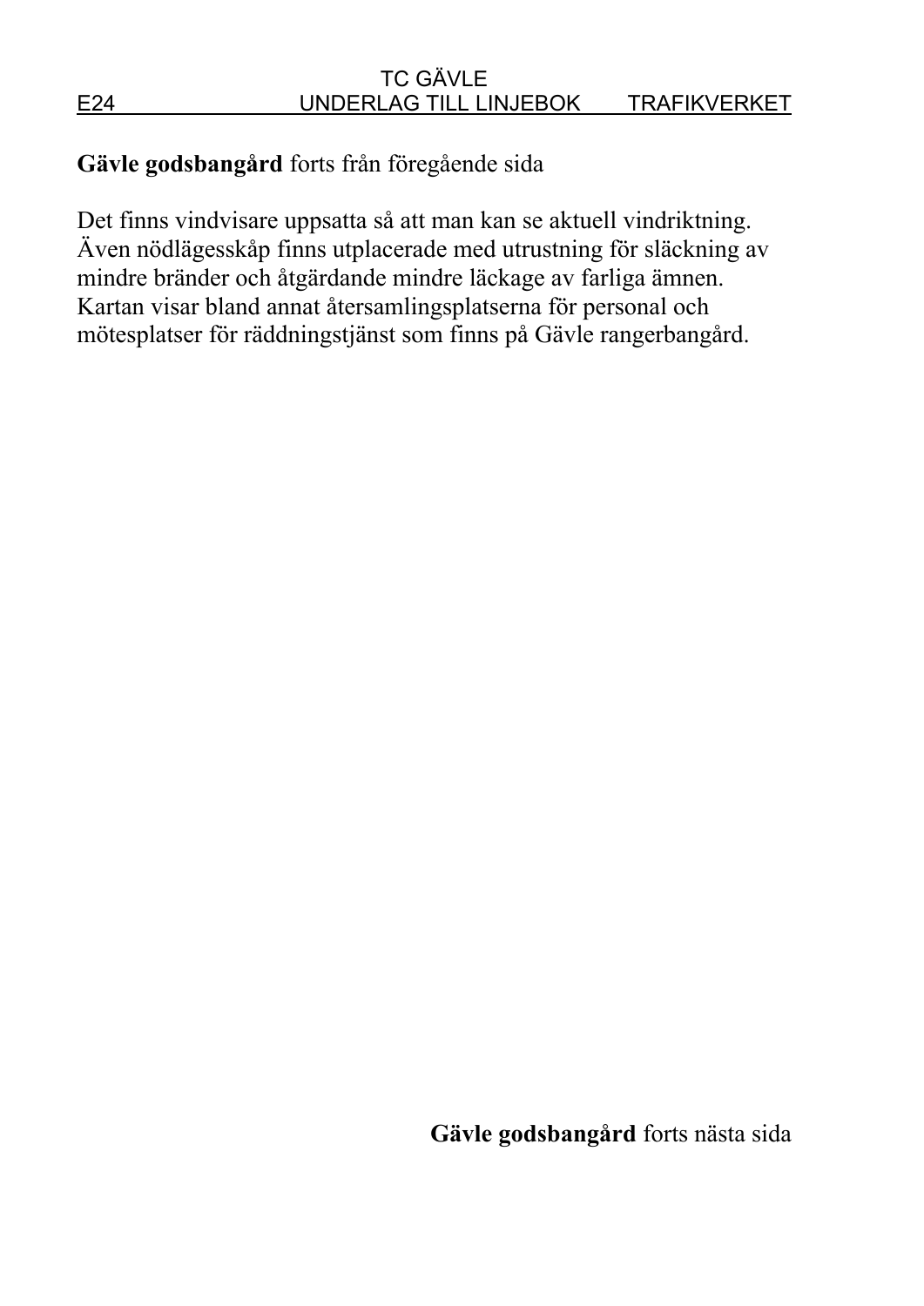**Gävle godsbangård** forts från föregående sida

Det finns vindvisare uppsatta så att man kan se aktuell vindriktning. Även nödlägesskåp finns utplacerade med utrustning för släckning av mindre bränder och åtgärdande mindre läckage av farliga ämnen. Kartan visar bland annat återsamlingsplatserna för personal och mötesplatser för räddningstjänst som finns på Gävle rangerbangård.

**Gävle godsbangård** forts nästa sida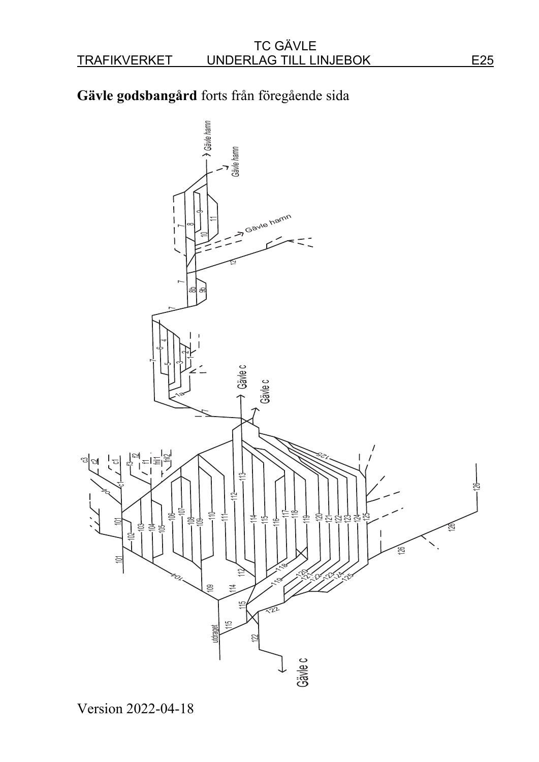**Gävle godsbangård** forts från föregående sida

Version 2022-04-18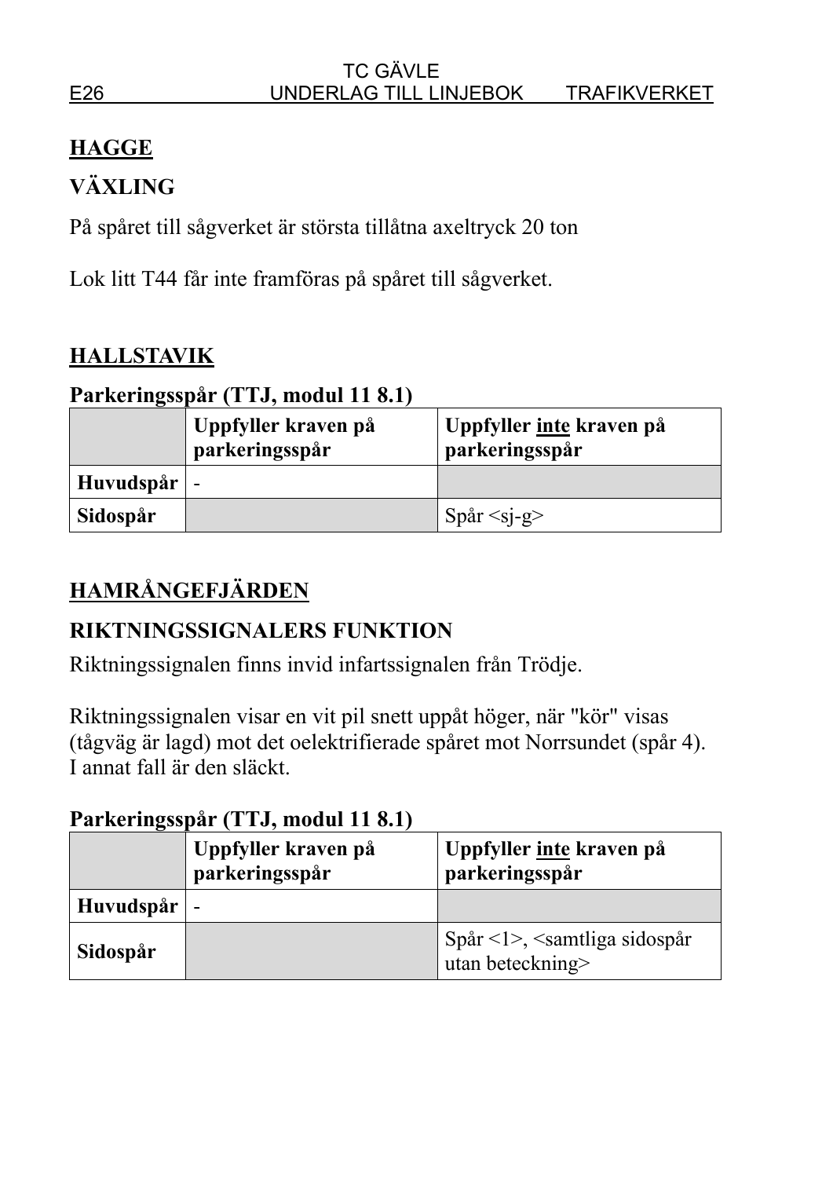## HAGGE

### VÄXLING

På spåret till sågverket är största tillåtna axeltryck 20 ton

Lok litt T44 får inte framföras på spåret till sågverket.

## HALLSTAVIK

**Parkeringsspår (TTJ, modul 11 8.1)**

| | Uppfyller kraven på parkeringsspår | Uppfyller inte kraven på parkeringsspår |
|---|---|---|
| **Huvudspår** | - | |
| **Sidospår** | | Spår <sj-g> |

## HAMRÅNGEFJÄRDEN

### RIKTNINGSSIGNALERS FUNKTION

Riktningssignalen finns invid infartssignalen från Trödje.

Riktningssignalen visar en vit pil snett uppåt höger, när "kör" visas (tågväg är lagd) mot det oelektrifierade spåret mot Norrsundet (spår 4). I annat fall är den släckt.

**Parkeringsspår (TTJ, modul 11 8.1)**

| | Uppfyller kraven på parkeringsspår | Uppfyller inte kraven på parkeringsspår |
|---|---|---|
| **Huvudspår** | - | |
| **Sidospår** | | Spår <1>, <samtliga sidospår utan beteckning> |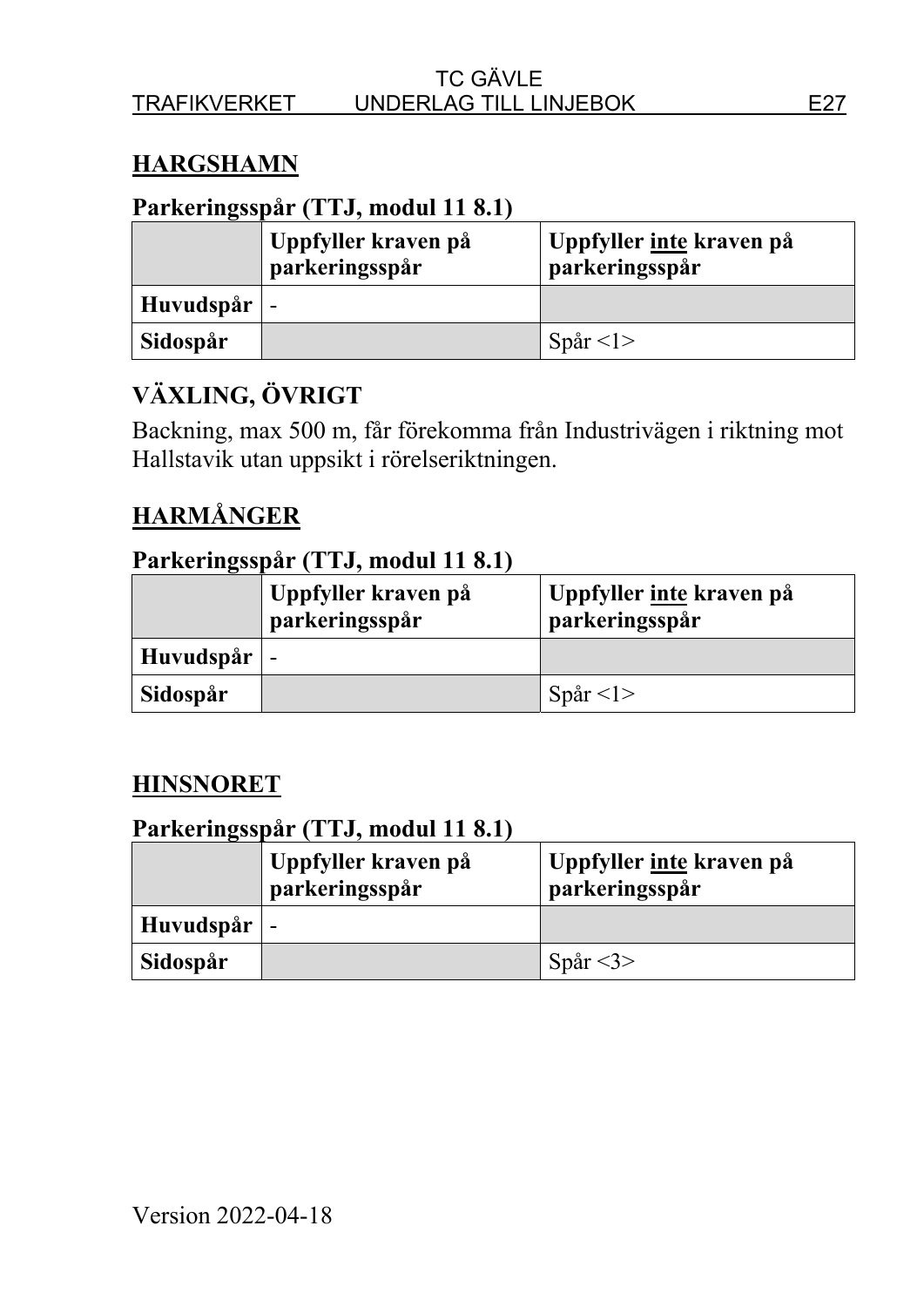## HARGSHAMN

**Parkeringsspår (TTJ, modul 11 8.1)**

| | Uppfyller kraven på parkeringsspår | Uppfyller inte kraven på parkeringsspår |
|---|---|---|
| **Huvudspår** | - | |
| **Sidospår** | | Spår <1> |

## VÄXLING, ÖVRIGT

Backning, max 500 m, får förekomma från Industrivägen i riktning mot Hallstavik utan uppsikt i rörelseriktningen.

## HARMÅNGER

**Parkeringsspår (TTJ, modul 11 8.1)**

| | Uppfyller kraven på parkeringsspår | Uppfyller inte kraven på parkeringsspår |
|---|---|---|
| **Huvudspår** | - | |
| **Sidospår** | | Spår <1> |

## HINSNORET

**Parkeringsspår (TTJ, modul 11 8.1)**

| | Uppfyller kraven på parkeringsspår | Uppfyller inte kraven på parkeringsspår |
|---|---|---|
| **Huvudspår** | - | |
| **Sidospår** | | Spår <3> |

Version 2022-04-18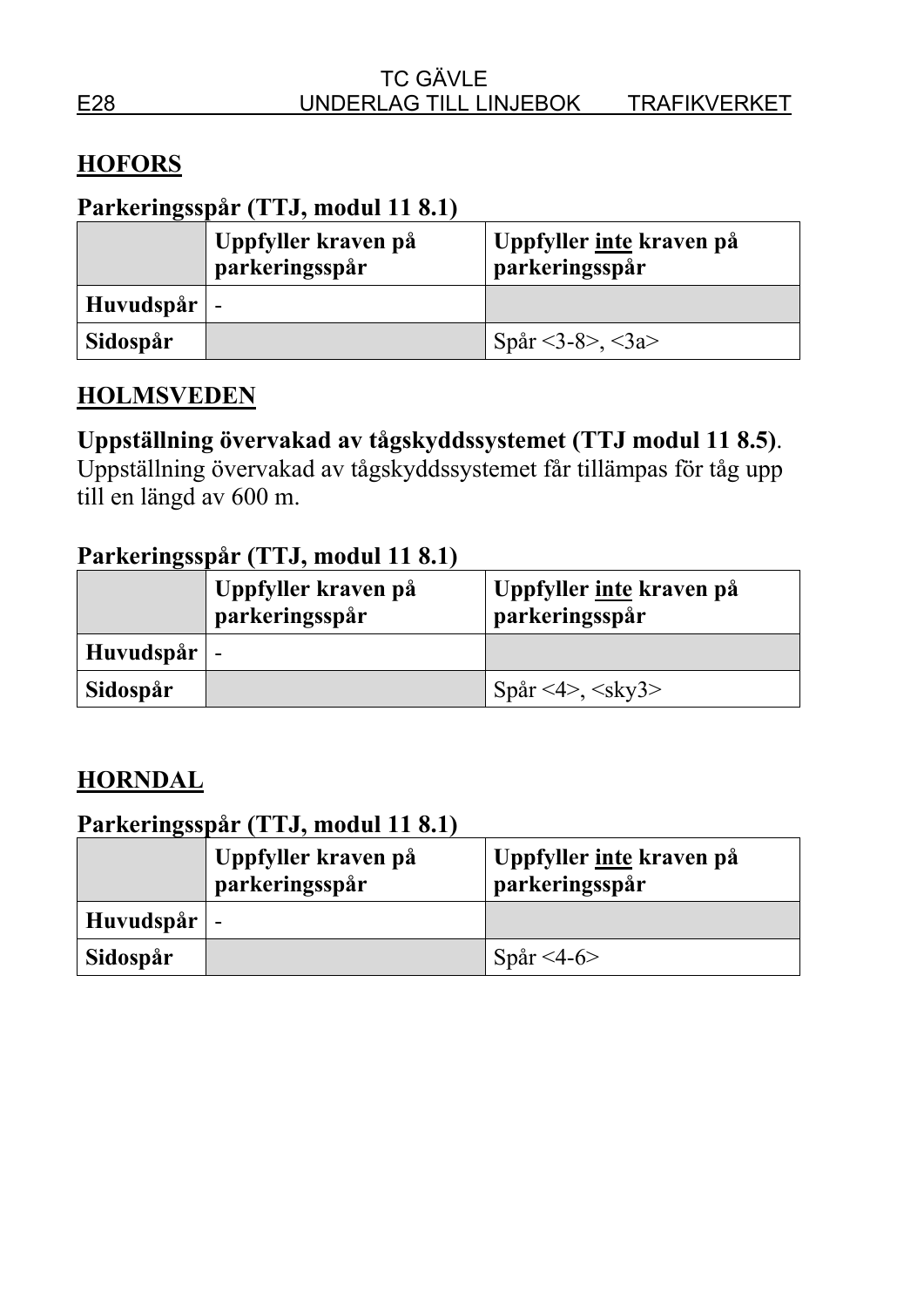## HOFORS

### Parkeringsspår (TTJ, modul 11 8.1)

| | Uppfyller kraven på parkeringsspår | Uppfyller inte kraven på parkeringsspår |
|---|---|---|
| **Huvudspår** | - | |
| **Sidospår** | | Spår <3-8>, <3a> |

## HOLMSVEDEN

**Uppställning övervakad av tågskyddssystemet (TTJ modul 11 8.5)**. Uppställning övervakad av tågskyddssystemet får tillämpas för tåg upp till en längd av 600 m.

### Parkeringsspår (TTJ, modul 11 8.1)

| | Uppfyller kraven på parkeringsspår | Uppfyller inte kraven på parkeringsspår |
|---|---|---|
| **Huvudspår** | - | |
| **Sidospår** | | Spår <4>, <sky3> |

## HORNDAL

### Parkeringsspår (TTJ, modul 11 8.1)

| | Uppfyller kraven på parkeringsspår | Uppfyller inte kraven på parkeringsspår |
|---|---|---|
| **Huvudspår** | - | |
| **Sidospår** | | Spår <4-6> |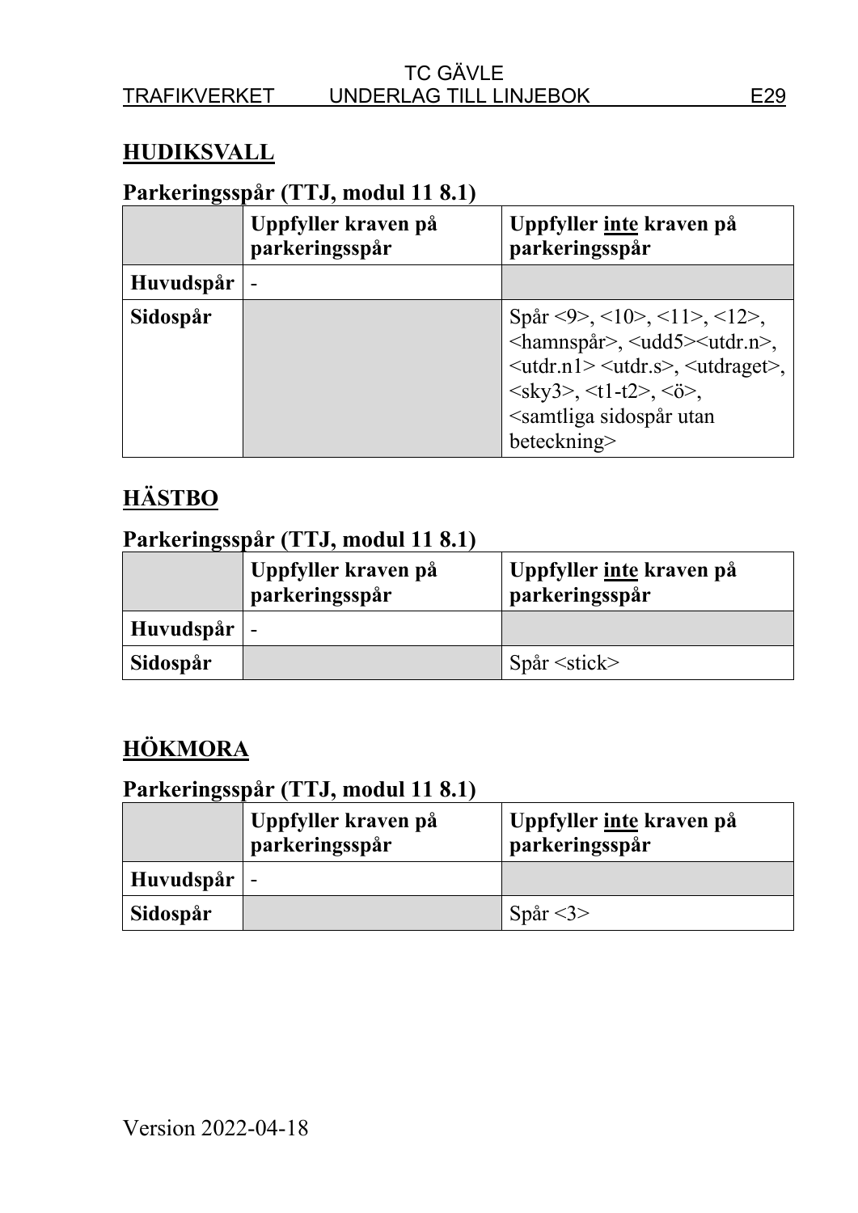## HUDIKSVALL

### Parkeringsspår (TTJ, modul 11 8.1)

| | Uppfyller kraven på parkeringsspår | Uppfyller <u>inte</u> kraven på parkeringsspår |
|---|---|---|
| **Huvudspår** | - | |
| **Sidospår** | | Spår <9>, <10>, <11>, <12>, <hamnspår>, <udd5><utdr.n>, <utdr.n1> <utdr.s>, <utdraget>, <sky3>, <t1-t2>, <ö>, <samtliga sidospår utan beteckning> |

## HÄSTBO

### Parkeringsspår (TTJ, modul 11 8.1)

| | Uppfyller kraven på parkeringsspår | Uppfyller <u>inte</u> kraven på parkeringsspår |
|---|---|---|
| **Huvudspår** | - | |
| **Sidospår** | | Spår <stick> |

## HÖKMORA

### Parkeringsspår (TTJ, modul 11 8.1)

| | Uppfyller kraven på parkeringsspår | Uppfyller <u>inte</u> kraven på parkeringsspår |
|---|---|---|
| **Huvudspår** | - | |
| **Sidospår** | | Spår <3> |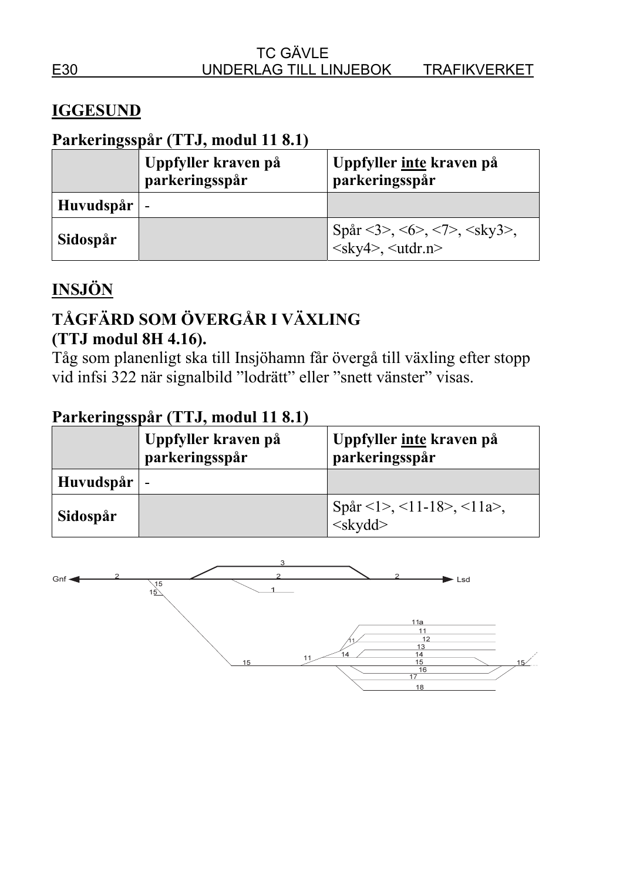## IGGESUND

### Parkeringsspår (TTJ, modul 11 8.1)

| | Uppfyller kraven på parkeringsspår | Uppfyller inte kraven på parkeringsspår |
|---|---|---|
| **Huvudspår** | - | |
| **Sidospår** | | Spår <3>, <6>, <7>, <sky3>, <sky4>, <utdr.n> |

## INSJÖN

### TÅGFÄRD SOM ÖVERGÅR I VÄXLING (TTJ modul 8H 4.16).

Tåg som planenligt ska till Insjöhamn får övergå till växling efter stopp vid infsi 322 när signalbild ”lodrätt” eller ”snett vänster” visas.

### Parkeringsspår (TTJ, modul 11 8.1)

| | Uppfyller kraven på parkeringsspår | Uppfyller inte kraven på parkeringsspår |
|---|---|---|
| **Huvudspår** | - | |
| **Sidospår** | | Spår <1>, <11-18>, <11a>, <skydd> |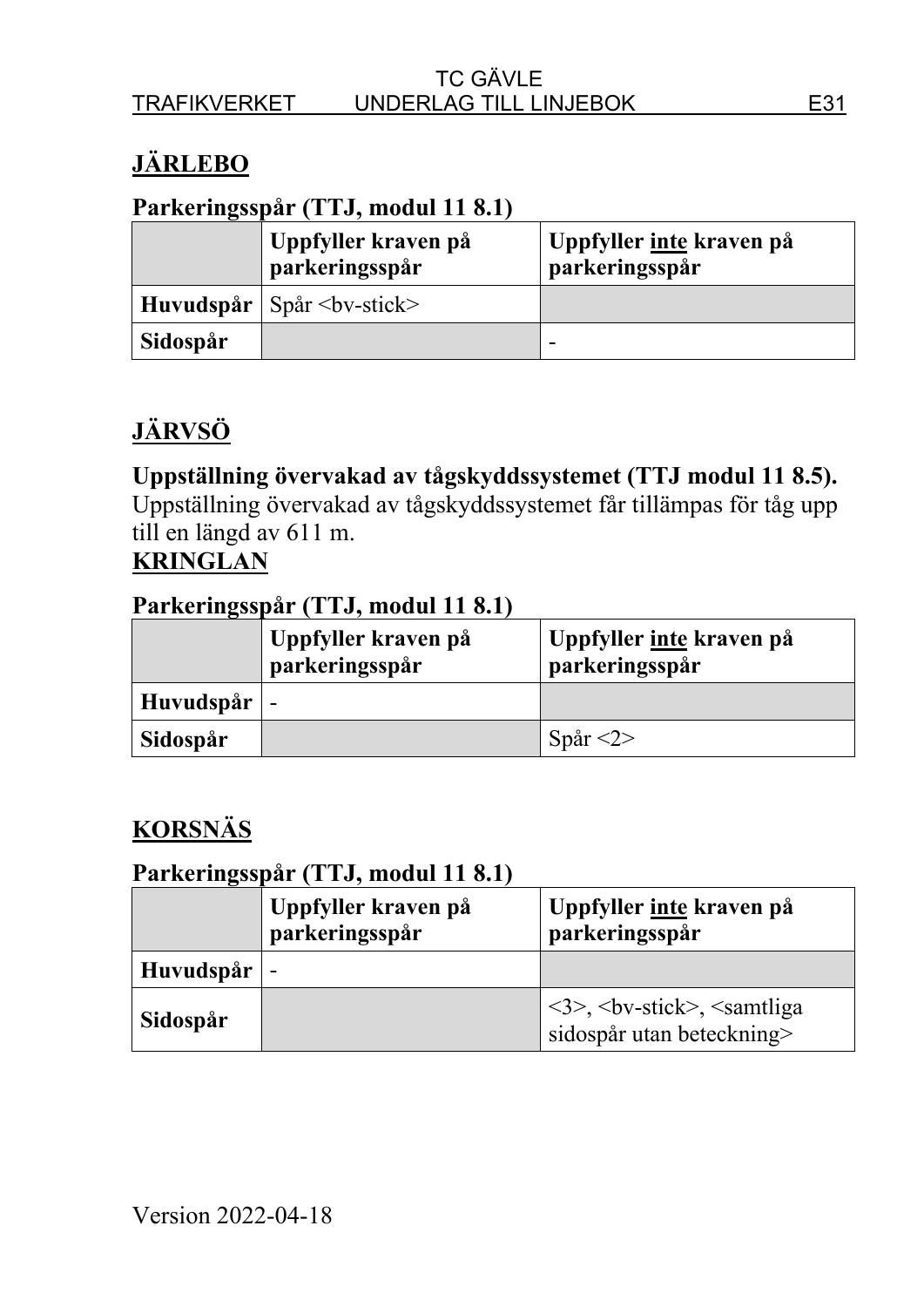## JÄRLEBO

### Parkeringsspår (TTJ, modul 11 8.1)

| | Uppfyller kraven på parkeringsspår | Uppfyller inte kraven på parkeringsspår |
|---|---|---|
| **Huvudspår** | Spår <bv-stick> | |
| **Sidospår** | | - |

## JÄRVSÖ

**Uppställning övervakad av tågskyddssystemet (TTJ modul 11 8.5).**

Uppställning övervakad av tågskyddssystemet får tillämpas för tåg upp till en längd av 611 m.

## KRINGLAN

### Parkeringsspår (TTJ, modul 11 8.1)

| | Uppfyller kraven på parkeringsspår | Uppfyller inte kraven på parkeringsspår |
|---|---|---|
| **Huvudspår** | - | |
| **Sidospår** | | Spår <2> |

## KORSNÄS

### Parkeringsspår (TTJ, modul 11 8.1)

| | Uppfyller kraven på parkeringsspår | Uppfyller inte kraven på parkeringsspår |
|---|---|---|
| **Huvudspår** | - | |
| **Sidospår** | | <3>, <bv-stick>, <samtliga sidospår utan beteckning> |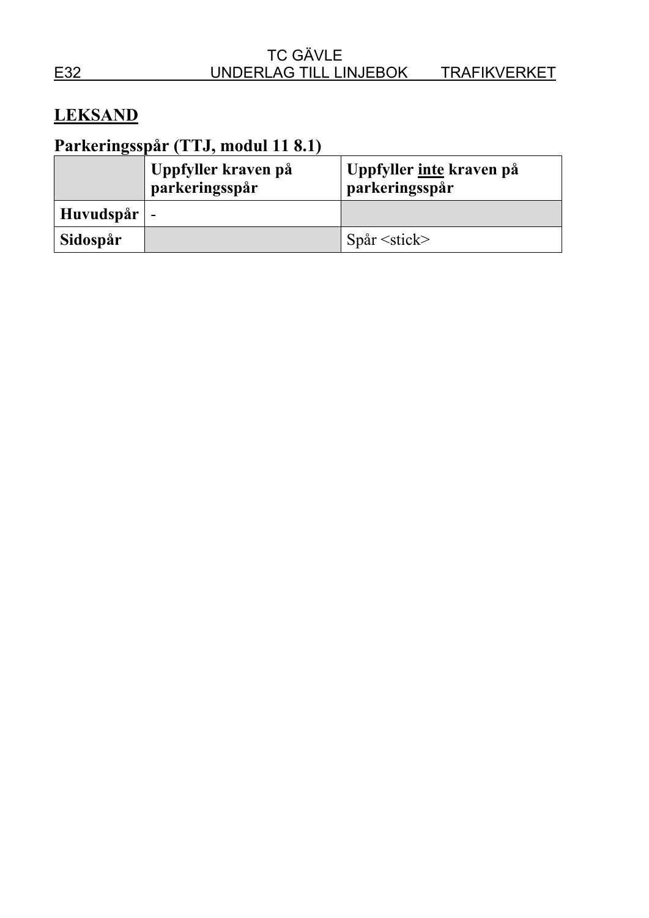## LEKSAND

### Parkeringsspår (TTJ, modul 11 8.1)

| | Uppfyller kraven på parkeringsspår | Uppfyller inte kraven på parkeringsspår |
|---|---|---|
| **Huvudspår** | - | |
| **Sidospår** | | Spår <stick> |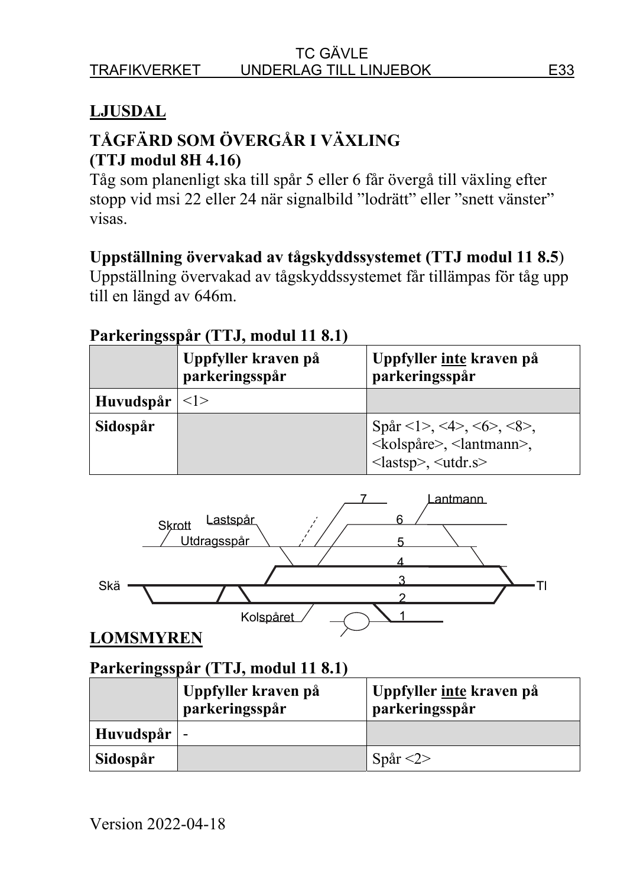## LJUSDAL

## TÅGFÄRD SOM ÖVERGÅR I VÄXLING (TTJ modul 8H 4.16)

Tåg som planenligt ska till spår 5 eller 6 får övergå till växling efter stopp vid msi 22 eller 24 när signalbild "lodrätt" eller "snett vänster" visas.

**Uppställning övervakad av tågskyddssystemet (TTJ modul 11 8.5)**

Uppställning övervakad av tågskyddssystemet får tillämpas för tåg upp till en längd av 646m.

**Parkeringsspår (TTJ, modul 11 8.1)**

| | Uppfyller kraven på parkeringsspår | Uppfyller inte kraven på parkeringsspår |
|---|---|---|
| **Huvudspår** | <1> | |
| **Sidospår** | | Spår <1>, <4>, <6>, <8>, <kolspåre>, <lantmann>, <lastsp>, <utdr.s> |

Skrott, Lastspår, Utdragsspår, 7, Lantmann, 6, 5, 4, 3, 2, 1, Skä, Tl, Kolspåret

## LOMSMYREN

**Parkeringsspår (TTJ, modul 11 8.1)**

| | Uppfyller kraven på parkeringsspår | Uppfyller inte kraven på parkeringsspår |
|---|---|---|
| **Huvudspår** | - | |
| **Sidospår** | | Spår <2> |

Version 2022-04-18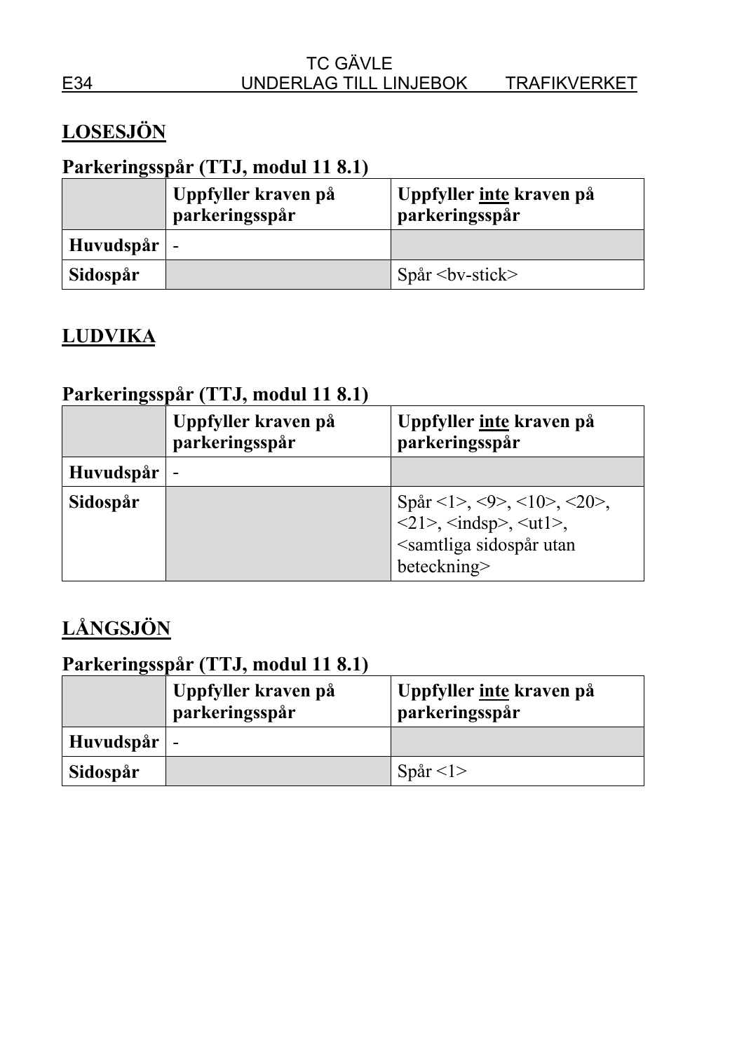## LOSESJÖN

### Parkeringsspår (TTJ, modul 11 8.1)

| | Uppfyller kraven på parkeringsspår | Uppfyller <u>inte</u> kraven på parkeringsspår |
|---|---|---|
| **Huvudspår** | - | |
| **Sidospår** | | Spår <bv-stick> |

## LUDVIKA

### Parkeringsspår (TTJ, modul 11 8.1)

| | Uppfyller kraven på parkeringsspår | Uppfyller <u>inte</u> kraven på parkeringsspår |
|---|---|---|
| **Huvudspår** | - | |
| **Sidospår** | | Spår <1>, <9>, <10>, <20>, <21>, <indsp>, <ut1>, <samtliga sidospår utan beteckning> |

## LÅNGSJÖN

### Parkeringsspår (TTJ, modul 11 8.1)

| | Uppfyller kraven på parkeringsspår | Uppfyller <u>inte</u> kraven på parkeringsspår |
|---|---|---|
| **Huvudspår** | - | |
| **Sidospår** | | Spår <1> |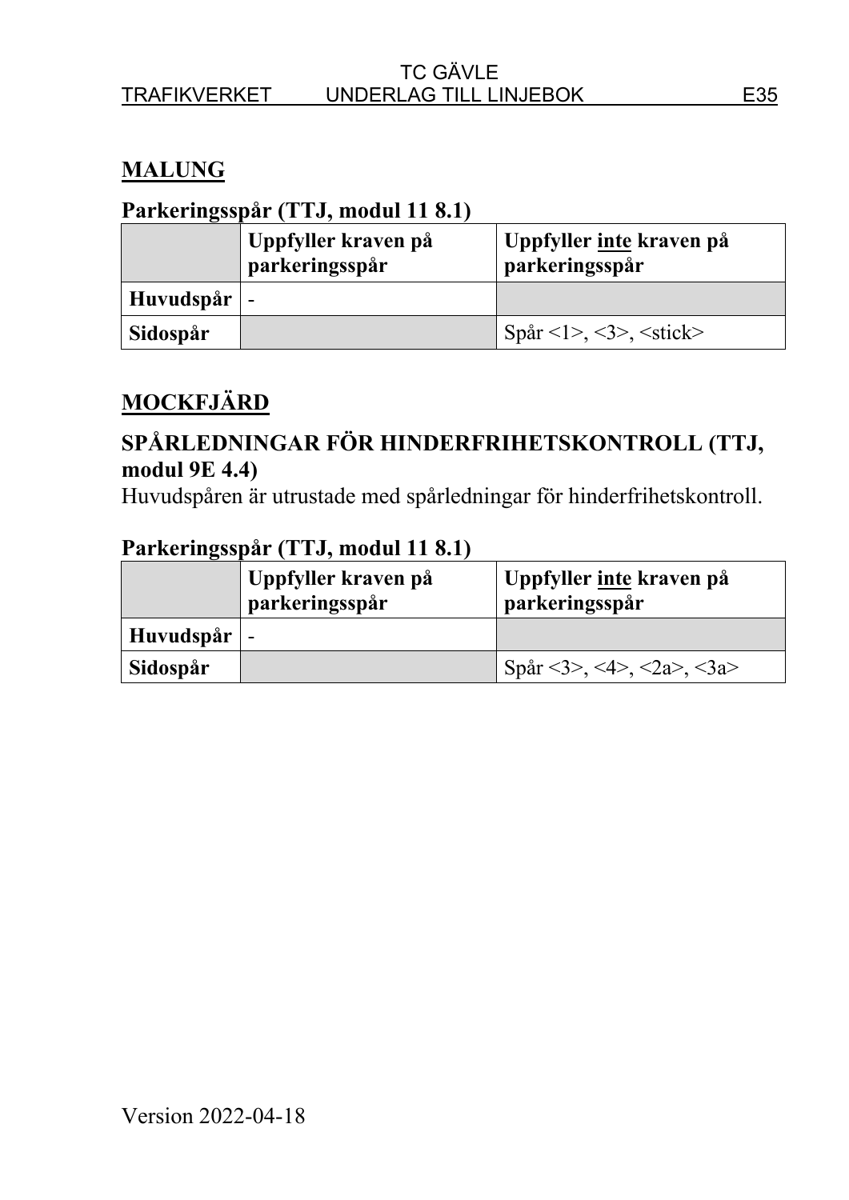## MALUNG

### Parkeringsspår (TTJ, modul 11 8.1)

| | Uppfyller kraven på parkeringsspår | Uppfyller inte kraven på parkeringsspår |
|---|---|---|
| **Huvudspår** | - | |
| **Sidospår** | | Spår <1>, <3>, <stick> |

## MOCKFJÄRD

### SPÅRLEDNINGAR FÖR HINDERFRIHETSKONTROLL (TTJ, modul 9E 4.4)

Huvudspåren är utrustade med spårledningar för hinderfrihetskontroll.

### Parkeringsspår (TTJ, modul 11 8.1)

| | Uppfyller kraven på parkeringsspår | Uppfyller inte kraven på parkeringsspår |
|---|---|---|
| **Huvudspår** | - | |
| **Sidospår** | | Spår <3>, <4>, <2a>, <3a> |

Version 2022-04-18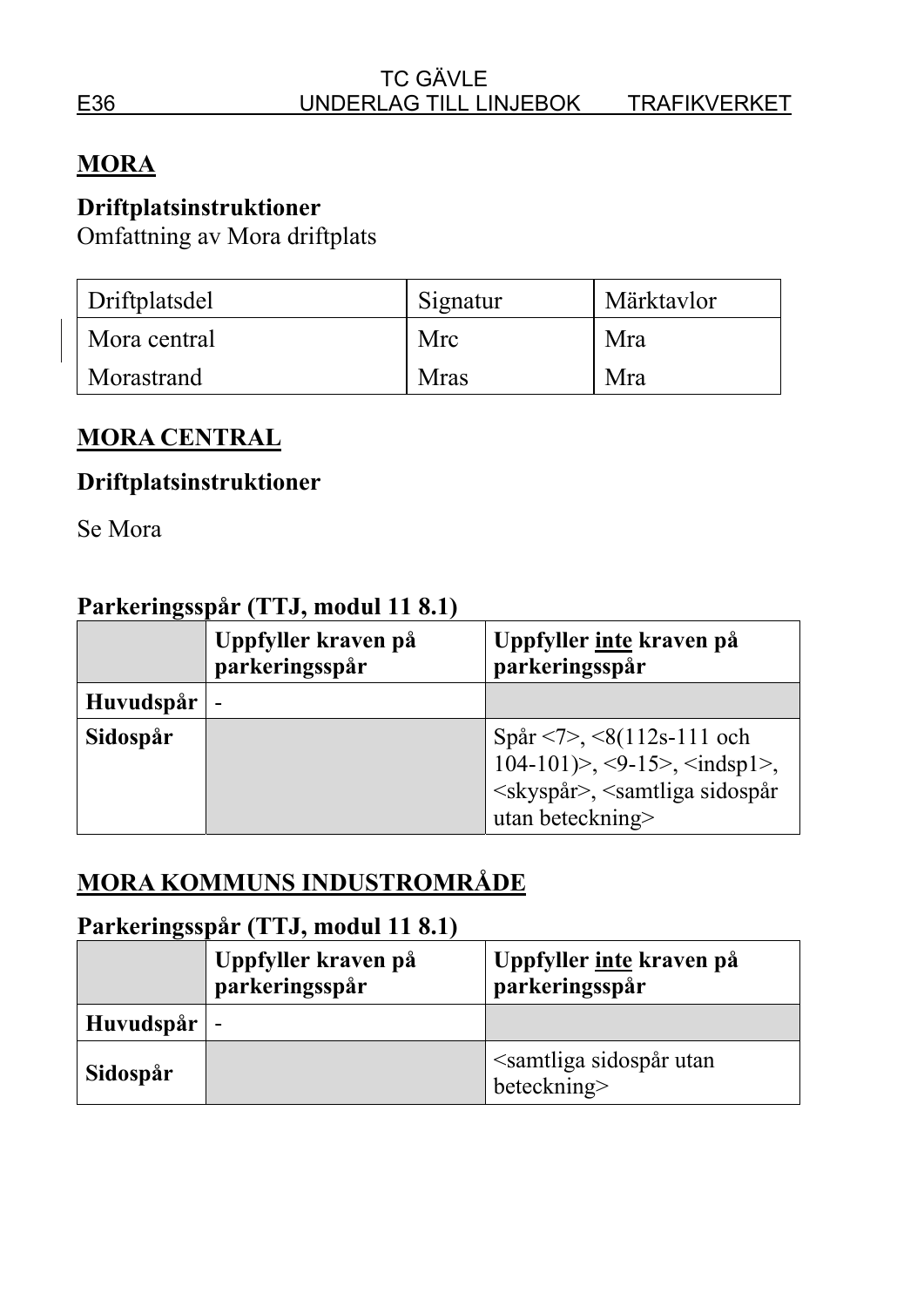## MORA

### Driftplatsinstruktioner

Omfattning av Mora driftplats

| Driftplatsdel | Signatur | Märktavlor |
|---|---|---|
| Mora central | Mrc | Mra |
| Morastrand | Mras | Mra |

## MORA CENTRAL

### Driftplatsinstruktioner

Se Mora

### Parkeringsspår (TTJ, modul 11 8.1)

| | Uppfyller kraven på parkeringsspår | Uppfyller inte kraven på parkeringsspår |
|---|---|---|
| **Huvudspår** | - | |
| **Sidospår** | | Spår <7>, <8(112s-111 och 104-101)>, <9-15>, <indsp1>, <skyspår>, <samtliga sidospår utan beteckning> |

## MORA KOMMUNS INDUSTROMRÅDE

### Parkeringsspår (TTJ, modul 11 8.1)

| | Uppfyller kraven på parkeringsspår | Uppfyller inte kraven på parkeringsspår |
|---|---|---|
| **Huvudspår** | - | |
| **Sidospår** | | <samtliga sidospår utan beteckning> |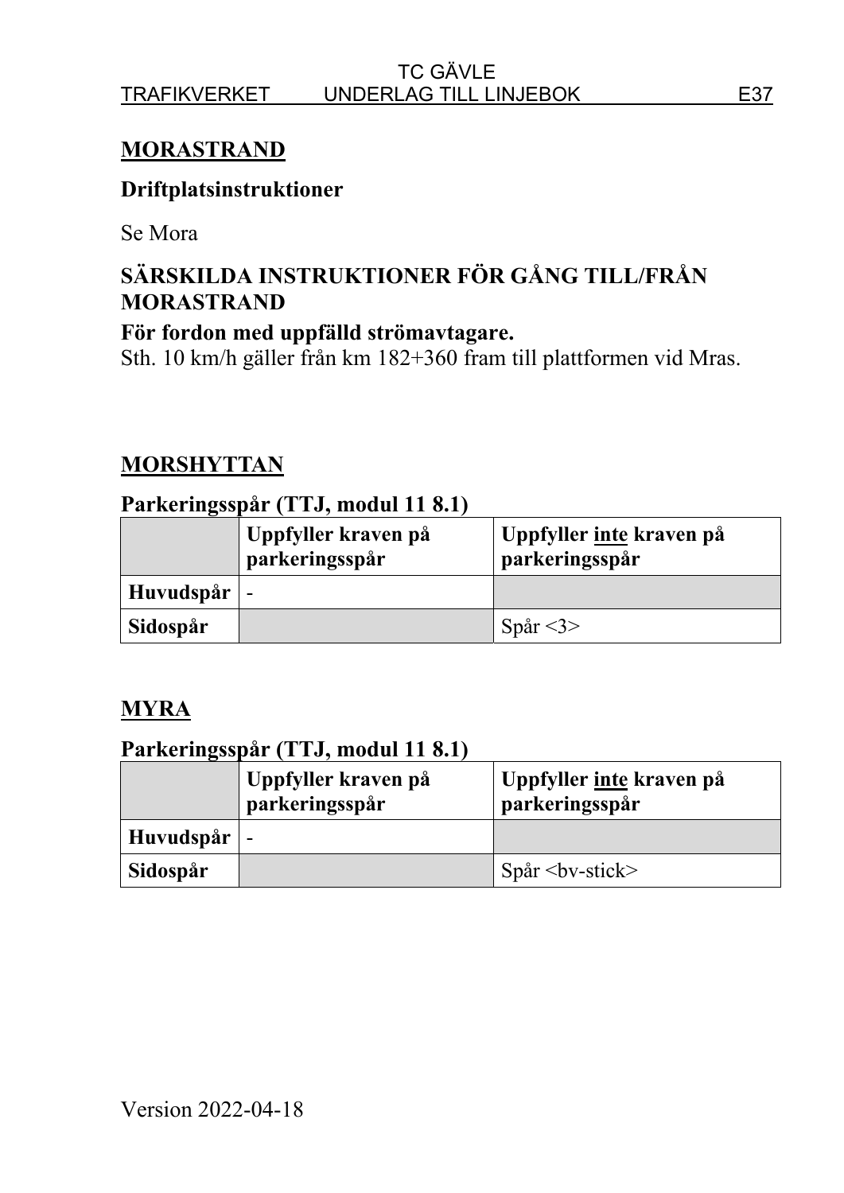## MORASTRAND

### Driftplatsinstruktioner

Se Mora

### SÄRSKILDA INSTRUKTIONER FÖR GÅNG TILL/FRÅN MORASTRAND

**För fordon med uppfälld strömavtagare.**
Sth. 10 km/h gäller från km 182+360 fram till plattformen vid Mras.

## MORSHYTTAN

### Parkeringsspår (TTJ, modul 11 8.1)

| | Uppfyller kraven på parkeringsspår | Uppfyller inte kraven på parkeringsspår |
|---|---|---|
| **Huvudspår** | - | |
| **Sidospår** | | Spår <3> |

## MYRA

### Parkeringsspår (TTJ, modul 11 8.1)

| | Uppfyller kraven på parkeringsspår | Uppfyller inte kraven på parkeringsspår |
|---|---|---|
| **Huvudspår** | - | |
| **Sidospår** | | Spår <bv-stick> |

Version 2022-04-18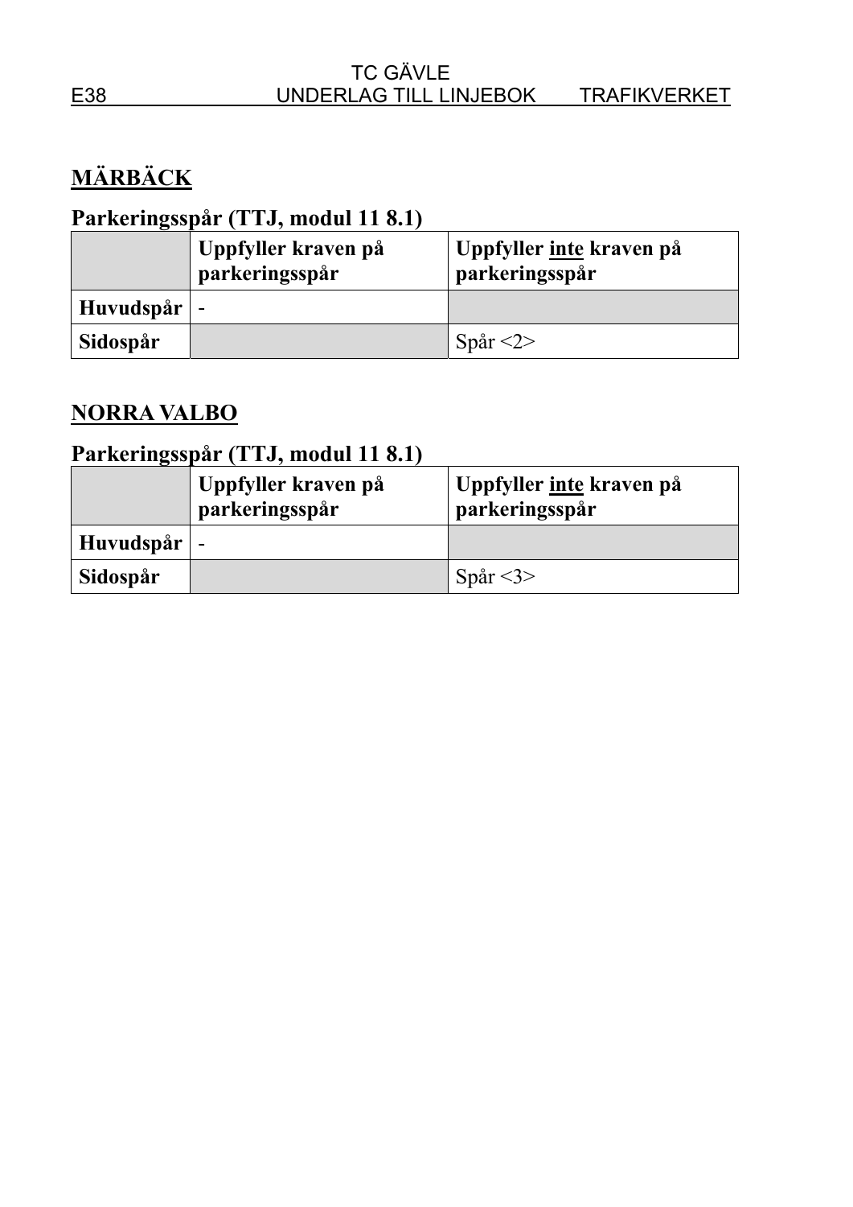## MÄRBÄCK

### Parkeringsspår (TTJ, modul 11 8.1)

| | Uppfyller kraven på parkeringsspår | Uppfyller inte kraven på parkeringsspår |
|---|---|---|
| **Huvudspår** | - | |
| **Sidospår** | | Spår <2> |

## NORRA VALBO

### Parkeringsspår (TTJ, modul 11 8.1)

| | Uppfyller kraven på parkeringsspår | Uppfyller inte kraven på parkeringsspår |
|---|---|---|
| **Huvudspår** | - | |
| **Sidospår** | | Spår <3> |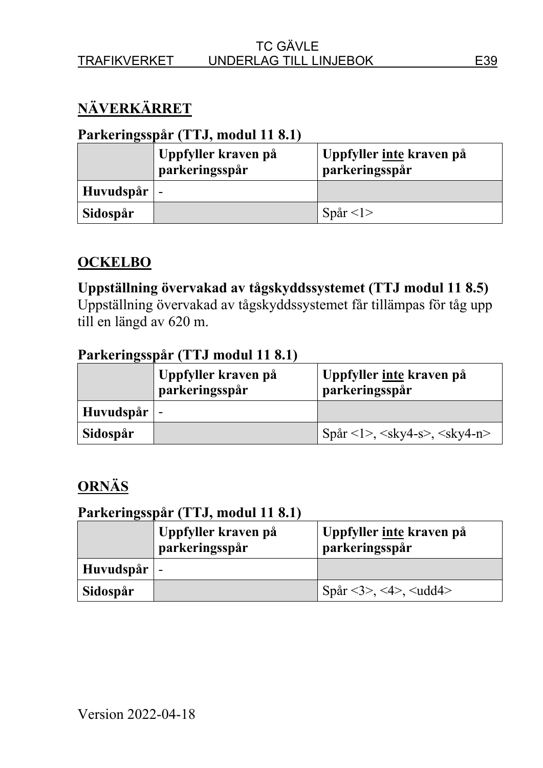## NÄVERKÄRRET

**Parkeringsspår (TTJ, modul 11 8.1)**

| | **Uppfyller kraven på parkeringsspår** | **Uppfyller inte kraven på parkeringsspår** |
|---|---|---|
| **Huvudspår** | - | |
| **Sidospår** | | Spår <1> |

## OCKELBO

**Uppställning övervakad av tågskyddssystemet (TTJ modul 11 8.5)**

Uppställning övervakad av tågskyddssystemet får tillämpas för tåg upp till en längd av 620 m.

**Parkeringsspår (TTJ modul 11 8.1)**

| | **Uppfyller kraven på parkeringsspår** | **Uppfyller inte kraven på parkeringsspår** |
|---|---|---|
| **Huvudspår** | - | |
| **Sidospår** | | Spår <1>, <sky4-s>, <sky4-n> |

## ORNÄS

**Parkeringsspår (TTJ, modul 11 8.1)**

| | **Uppfyller kraven på parkeringsspår** | **Uppfyller inte kraven på parkeringsspår** |
|---|---|---|
| **Huvudspår** | - | |
| **Sidospår** | | Spår <3>, <4>, <udd4> |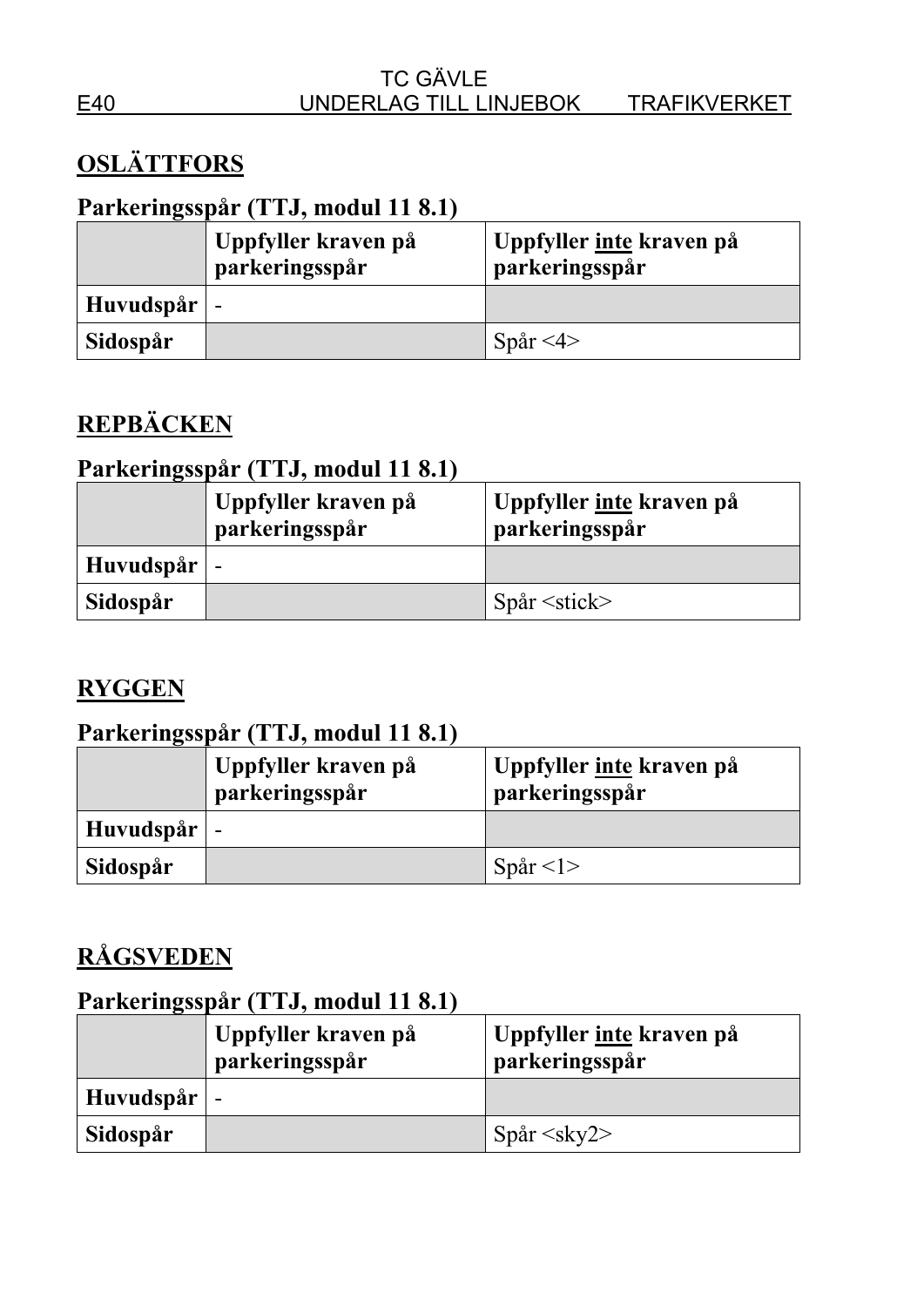## OSLÄTTFORS

### Parkeringsspår (TTJ, modul 11 8.1)

| | Uppfyller kraven på parkeringsspår | Uppfyller inte kraven på parkeringsspår |
|---|---|---|
| **Huvudspår** | - | |
| **Sidospår** | | Spår <4> |

## REPBÄCKEN

### Parkeringsspår (TTJ, modul 11 8.1)

| | Uppfyller kraven på parkeringsspår | Uppfyller inte kraven på parkeringsspår |
|---|---|---|
| **Huvudspår** | - | |
| **Sidospår** | | Spår <stick> |

## RYGGEN

### Parkeringsspår (TTJ, modul 11 8.1)

| | Uppfyller kraven på parkeringsspår | Uppfyller inte kraven på parkeringsspår |
|---|---|---|
| **Huvudspår** | - | |
| **Sidospår** | | Spår <1> |

## RÅGSVEDEN

### Parkeringsspår (TTJ, modul 11 8.1)

| | Uppfyller kraven på parkeringsspår | Uppfyller inte kraven på parkeringsspår |
|---|---|---|
| **Huvudspår** | - | |
| **Sidospår** | | Spår <sky2> |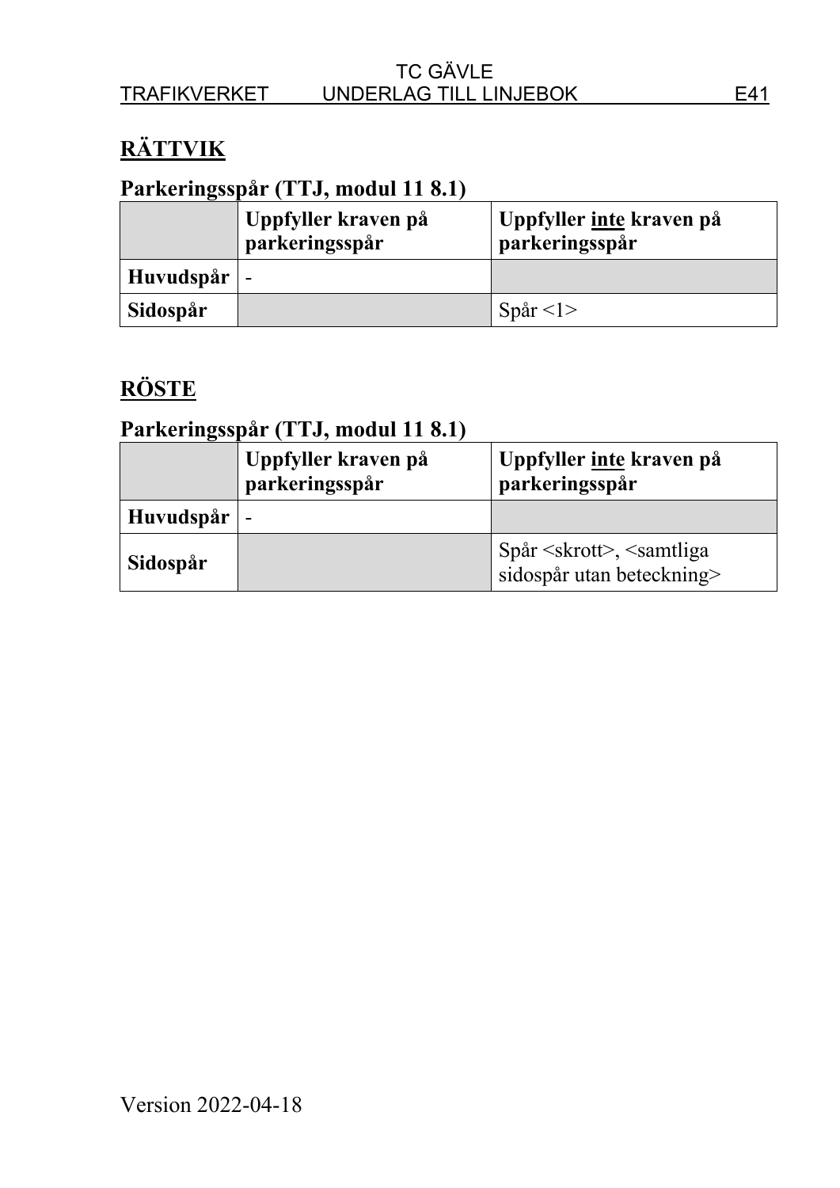## RÄTTVIK

### Parkeringsspår (TTJ, modul 11 8.1)

| | Uppfyller kraven på parkeringsspår | Uppfyller inte kraven på parkeringsspår |
|---|---|---|
| **Huvudspår** | - | |
| **Sidospår** | | Spår <1> |

## RÖSTE

### Parkeringsspår (TTJ, modul 11 8.1)

| | Uppfyller kraven på parkeringsspår | Uppfyller inte kraven på parkeringsspår |
|---|---|---|
| **Huvudspår** | - | |
| **Sidospår** | | Spår <skrott>, <samtliga sidospår utan beteckning> |

Version 2022-04-18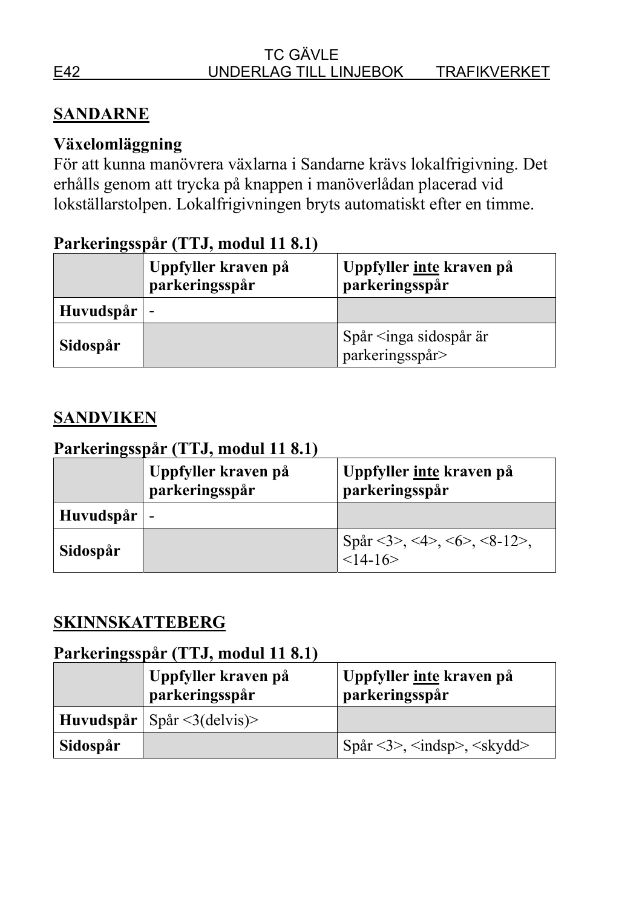## SANDARNE

### Växelomläggning

För att kunna manövrera växlarna i Sandarne krävs lokalfrigivning. Det erhålls genom att trycka på knappen i manöverlådan placerad vid lokställarstolpen. Lokalfrigivningen bryts automatiskt efter en timme.

### Parkeringsspår (TTJ, modul 11 8.1)

| | Uppfyller kraven på parkeringsspår | Uppfyller inte kraven på parkeringsspår |
|---|---|---|
| **Huvudspår** | - | |
| **Sidospår** | | Spår <inga sidospår är parkeringsspår> |

## SANDVIKEN

### Parkeringsspår (TTJ, modul 11 8.1)

| | Uppfyller kraven på parkeringsspår | Uppfyller inte kraven på parkeringsspår |
|---|---|---|
| **Huvudspår** | - | |
| **Sidospår** | | Spår <3>, <4>, <6>, <8-12>, <14-16> |

## SKINNSKATTEBERG

### Parkeringsspår (TTJ, modul 11 8.1)

| | Uppfyller kraven på parkeringsspår | Uppfyller inte kraven på parkeringsspår |
|---|---|---|
| **Huvudspår** | Spår <3(delvis)> | |
| **Sidospår** | | Spår <3>, <indsp>, <skydd> |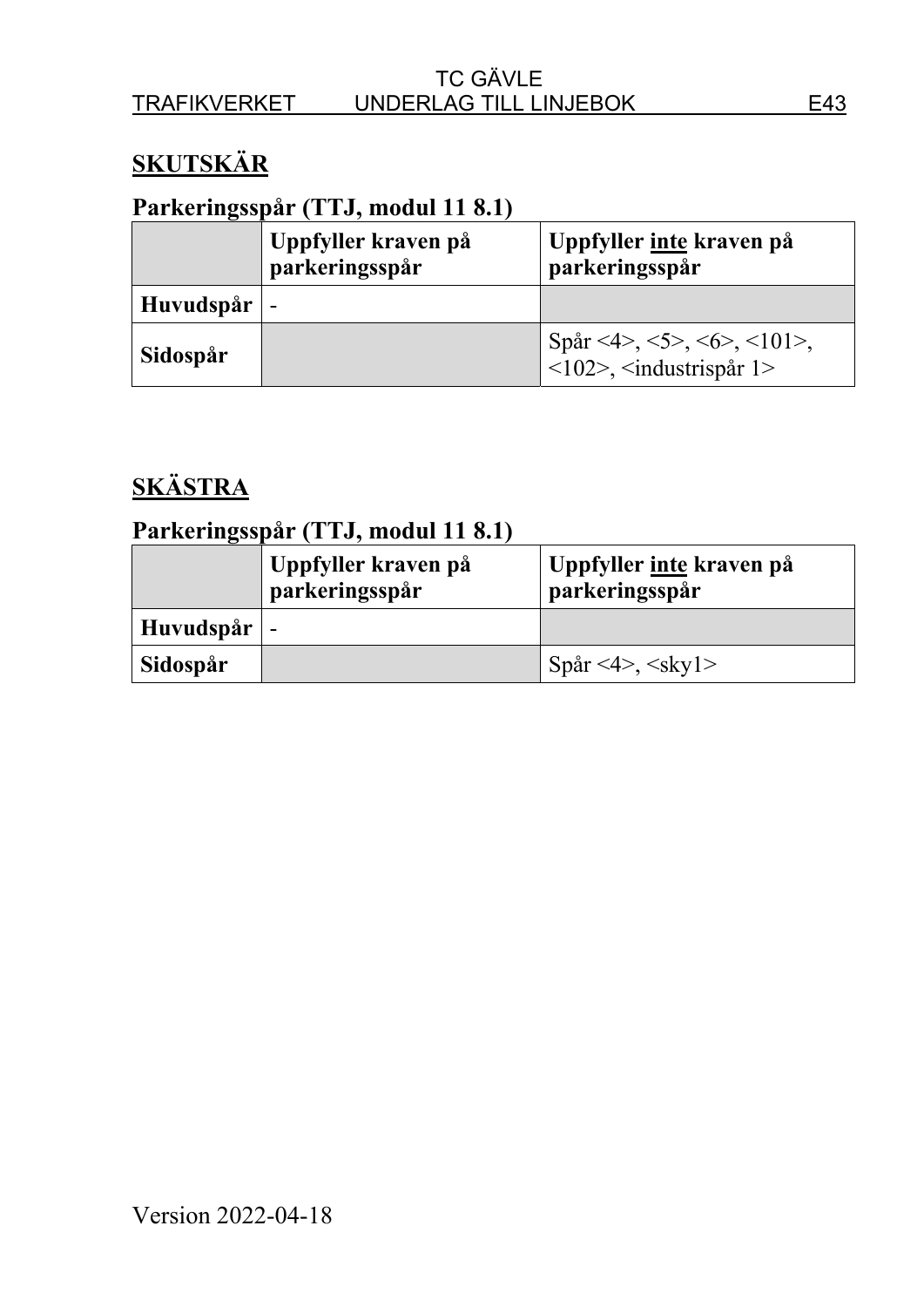## SKUTSKÄR

### Parkeringsspår (TTJ, modul 11 8.1)

| | Uppfyller kraven på parkeringsspår | Uppfyller <u>inte</u> kraven på parkeringsspår |
|---|---|---|
| **Huvudspår** | - | |
| **Sidospår** | | Spår <4>, <5>, <6>, <101>, <102>, <industrispår 1> |

## SKÄSTRA

### Parkeringsspår (TTJ, modul 11 8.1)

| | Uppfyller kraven på parkeringsspår | Uppfyller <u>inte</u> kraven på parkeringsspår |
|---|---|---|
| **Huvudspår** | - | |
| **Sidospår** | | Spår <4>, <sky1> |

Version 2022-04-18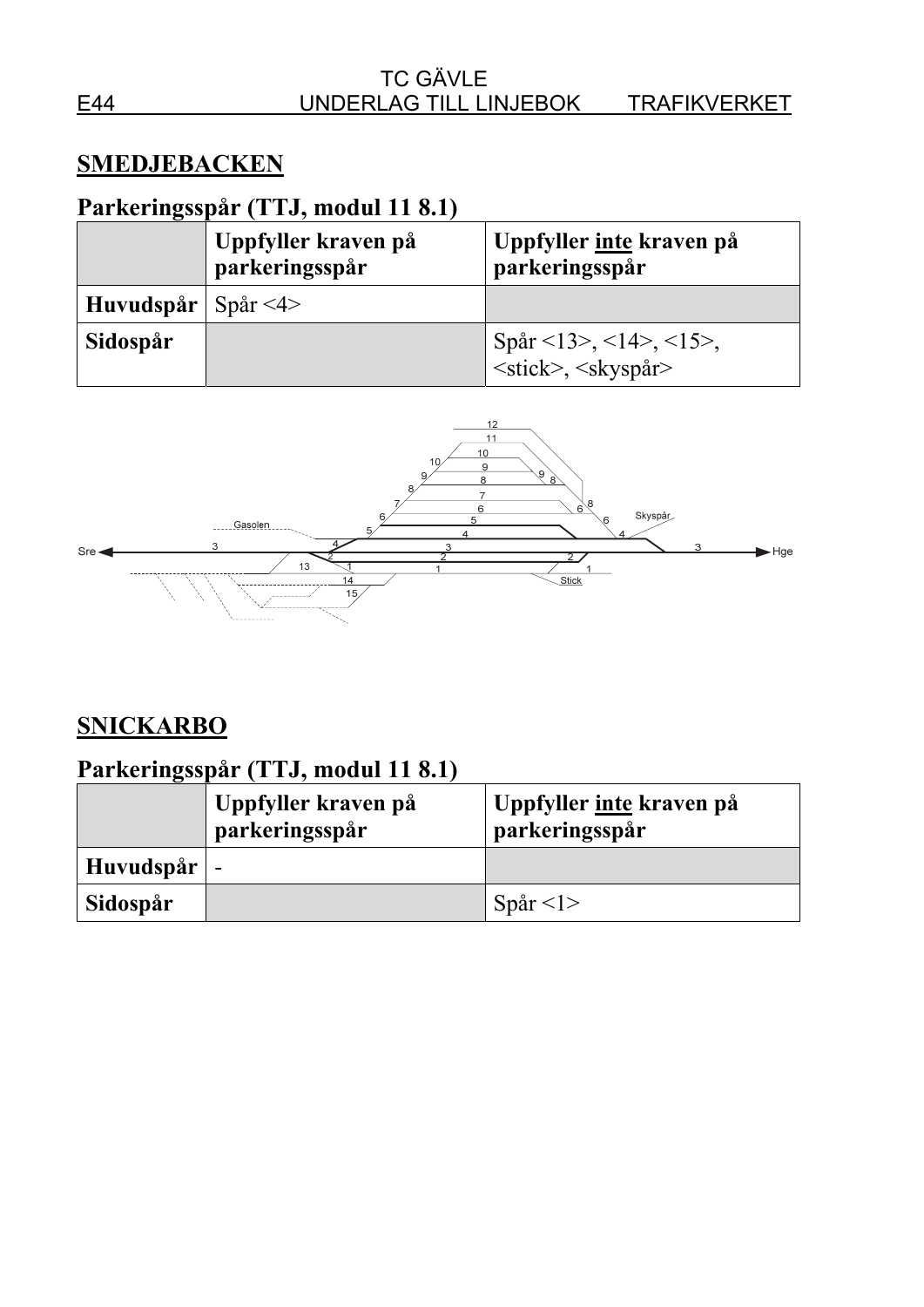## SMEDJEBACKEN

### Parkeringsspår (TTJ, modul 11 8.1)

| | Uppfyller kraven på parkeringsspår | Uppfyller inte kraven på parkeringsspår |
|---|---|---|
| **Huvudspår** | Spår <4> | |
| **Sidospår** | | Spår <13>, <14>, <15>, <stick>, <skyspår> |

## SNICKARBO

### Parkeringsspår (TTJ, modul 11 8.1)

| | Uppfyller kraven på parkeringsspår | Uppfyller inte kraven på parkeringsspår |
|---|---|---|
| **Huvudspår** | - | |
| **Sidospår** | | Spår <1> |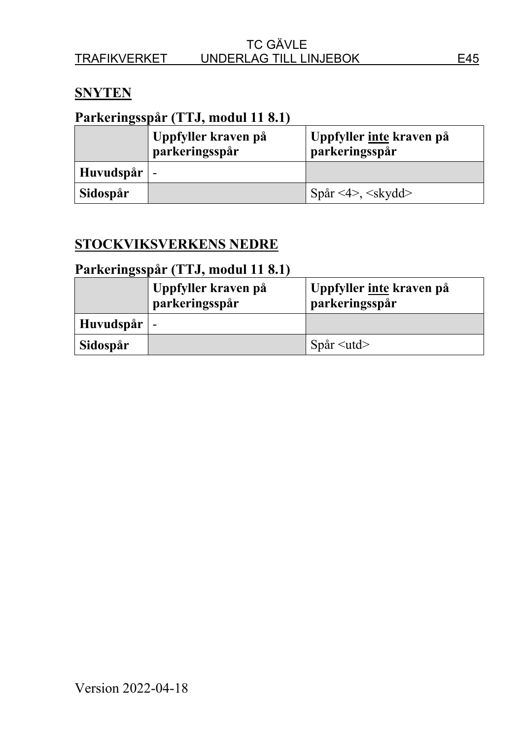## SNYTEN

### Parkeringsspår (TTJ, modul 11 8.1)

| | Uppfyller kraven på parkeringsspår | Uppfyller <u>inte</u> kraven på parkeringsspår |
|---|---|---|
| **Huvudspår** | - | |
| **Sidospår** | | Spår <4>, <skydd> |

## STOCKVIKSVERKENS NEDRE

### Parkeringsspår (TTJ, modul 11 8.1)

| | Uppfyller kraven på parkeringsspår | Uppfyller <u>inte</u> kraven på parkeringsspår |
|---|---|---|
| **Huvudspår** | - | |
| **Sidospår** | | Spår <utd> |

Version 2022-04-18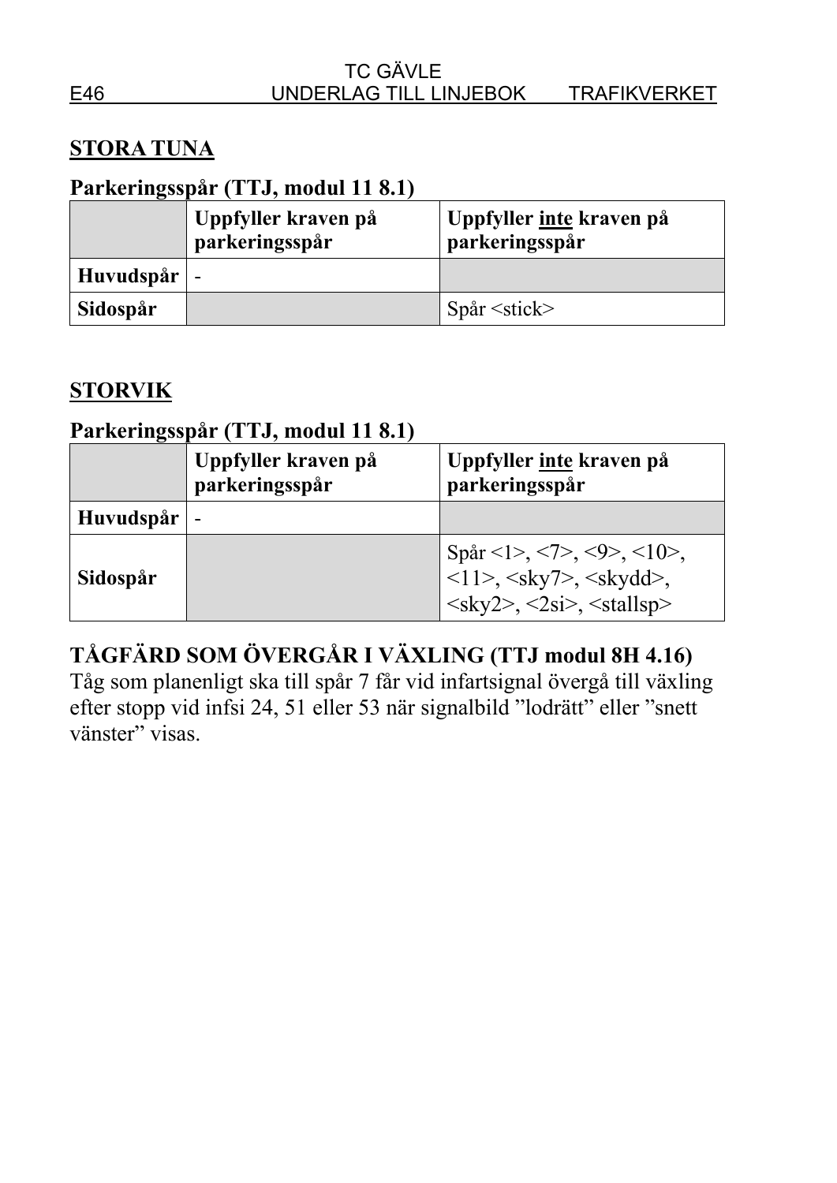## STORA TUNA

### Parkeringsspår (TTJ, modul 11 8.1)

| | Uppfyller kraven på parkeringsspår | Uppfyller inte kraven på parkeringsspår |
|---|---|---|
| **Huvudspår** | - | |
| **Sidospår** | | Spår <stick> |

## STORVIK

### Parkeringsspår (TTJ, modul 11 8.1)

| | Uppfyller kraven på parkeringsspår | Uppfyller inte kraven på parkeringsspår |
|---|---|---|
| **Huvudspår** | - | |
| **Sidospår** | | Spår <1>, <7>, <9>, <10>, <11>, <sky7>, <skydd>, <sky2>, <2si>, <stallsp> |

## TÅGFÄRD SOM ÖVERGÅR I VÄXLING (TTJ modul 8H 4.16)

Tåg som planenligt ska till spår 7 får vid infartsignal övergå till växling efter stopp vid infsi 24, 51 eller 53 när signalbild ”lodrätt” eller ”snett vänster” visas.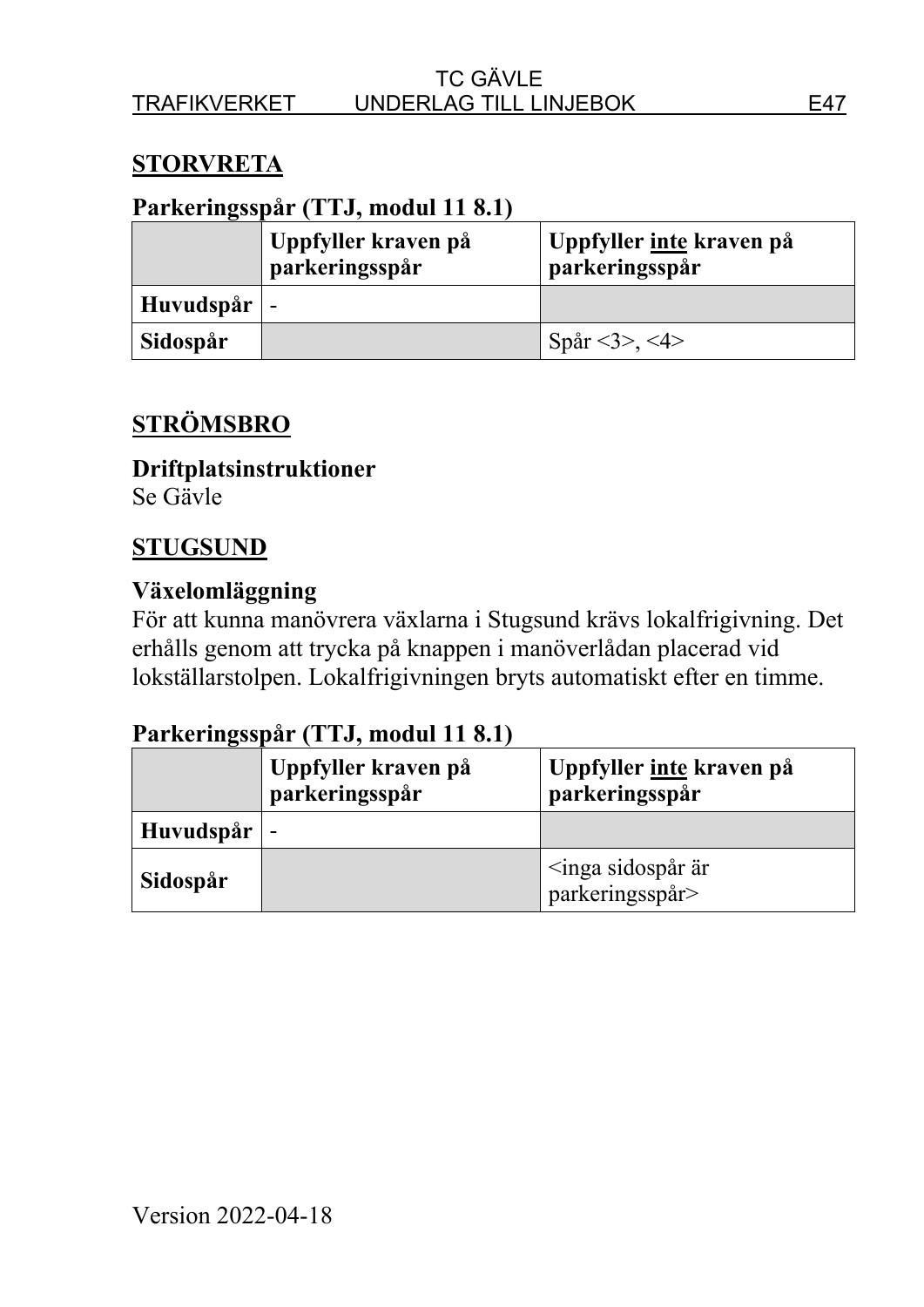## STORVRETA

**Parkeringsspår (TTJ, modul 11 8.1)**

| | Uppfyller kraven på parkeringsspår | Uppfyller inte kraven på parkeringsspår |
|---|---|---|
| **Huvudspår** | - | |
| **Sidospår** | | Spår <3>, <4> |

## STRÖMSBRO

**Driftplatsinstruktioner**
Se Gävle

## STUGSUND

**Växelomläggning**
För att kunna manövrera växlarna i Stugsund krävs lokalfrigivning. Det erhålls genom att trycka på knappen i manöverlådan placerad vid lokställarstolpen. Lokalfrigivningen bryts automatiskt efter en timme.

**Parkeringsspår (TTJ, modul 11 8.1)**

| | Uppfyller kraven på parkeringsspår | Uppfyller inte kraven på parkeringsspår |
|---|---|---|
| **Huvudspår** | - | |
| **Sidospår** | | <inga sidospår är parkeringsspår> |

Version 2022-04-18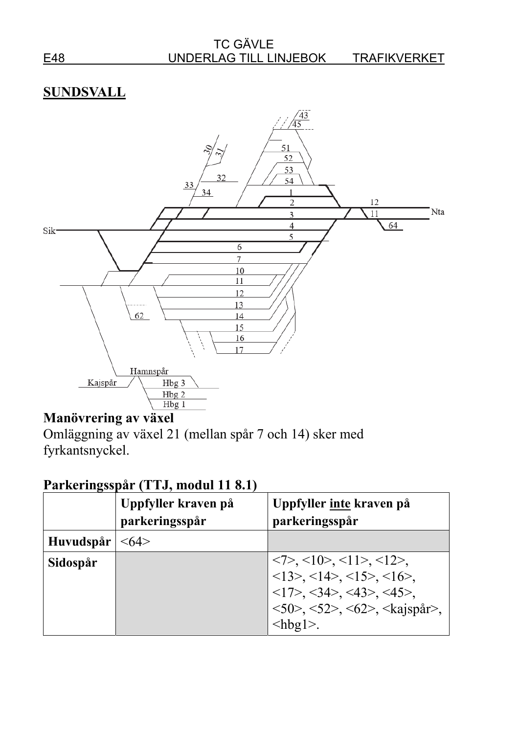## SUNDSVALL

### Manövrering av växel

Omläggning av växel 21 (mellan spår 7 och 14) sker med fyrkantsnyckel.

### Parkeringsspår (TTJ, modul 11 8.1)

| | Uppfyller kraven på parkeringsspår | Uppfyller inte kraven på parkeringsspår |
|---|---|---|
| **Huvudspår** | <64> | |
| **Sidospår** | | <7>, <10>, <11>, <12>, <13>, <14>, <15>, <16>, <17>, <34>, <43>, <45>, <50>, <52>, <62>, <kajspår>, <hbg1>. |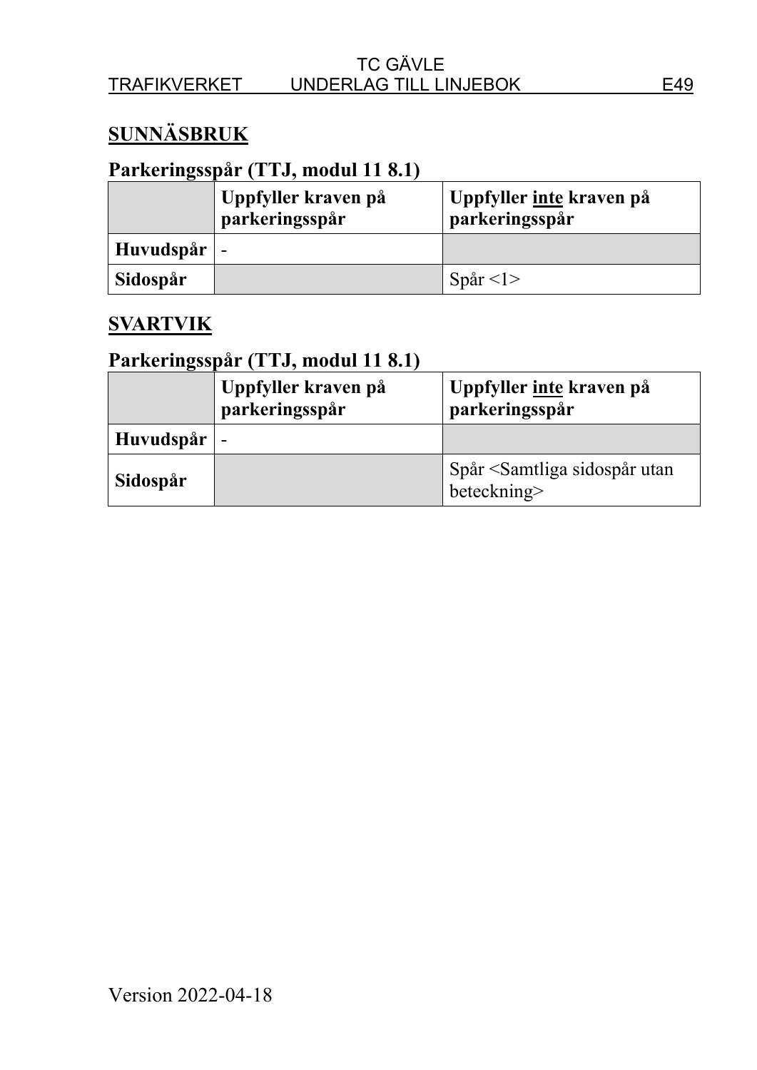## SUNNÄSBRUK

### Parkeringsspår (TTJ, modul 11 8.1)

| | **Uppfyller kraven på parkeringsspår** | **Uppfyller inte kraven på parkeringsspår** |
|---|---|---|
| **Huvudspår** | - | |
| **Sidospår** | | Spår <1> |

## SVARTVIK

### Parkeringsspår (TTJ, modul 11 8.1)

| | **Uppfyller kraven på parkeringsspår** | **Uppfyller inte kraven på parkeringsspår** |
|---|---|---|
| **Huvudspår** | - | |
| **Sidospår** | | Spår <Samtliga sidospår utan beteckning> |

Version 2022-04-18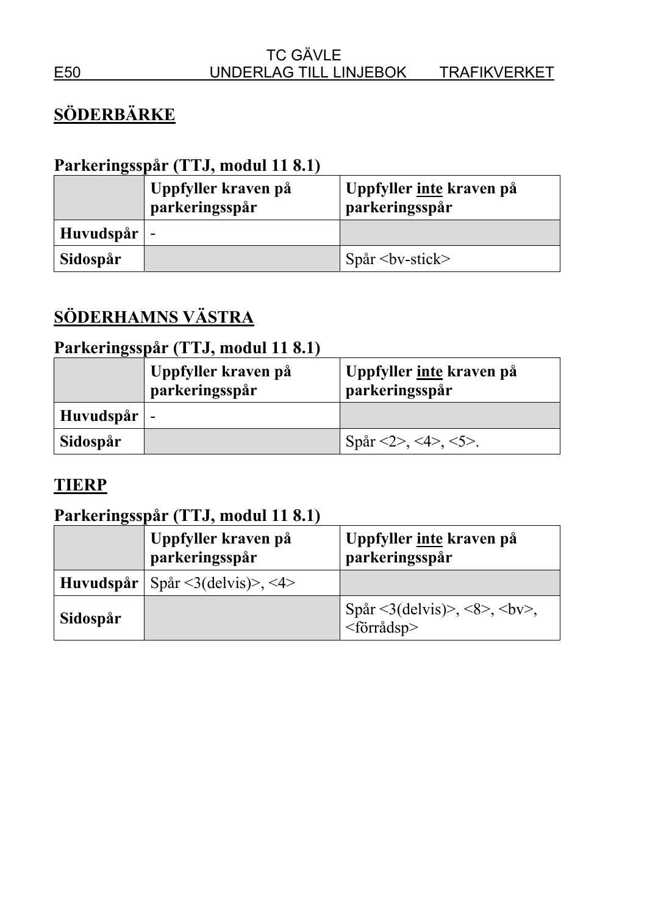# SÖDERBÄRKE

## Parkeringsspår (TTJ, modul 11 8.1)

| | Uppfyller kraven på parkeringsspår | Uppfyller inte kraven på parkeringsspår |
|---|---|---|
| **Huvudspår** | - | |
| **Sidospår** | | Spår <bv-stick> |

# SÖDERHAMNS VÄSTRA

## Parkeringsspår (TTJ, modul 11 8.1)

| | Uppfyller kraven på parkeringsspår | Uppfyller inte kraven på parkeringsspår |
|---|---|---|
| **Huvudspår** | - | |
| **Sidospår** | | Spår <2>, <4>, <5>. |

# TIERP

## Parkeringsspår (TTJ, modul 11 8.1)

| | Uppfyller kraven på parkeringsspår | Uppfyller inte kraven på parkeringsspår |
|---|---|---|
| **Huvudspår** | Spår <3(delvis)>, <4> | |
| **Sidospår** | | Spår <3(delvis)>, <8>, <bv>, <förrådsp> |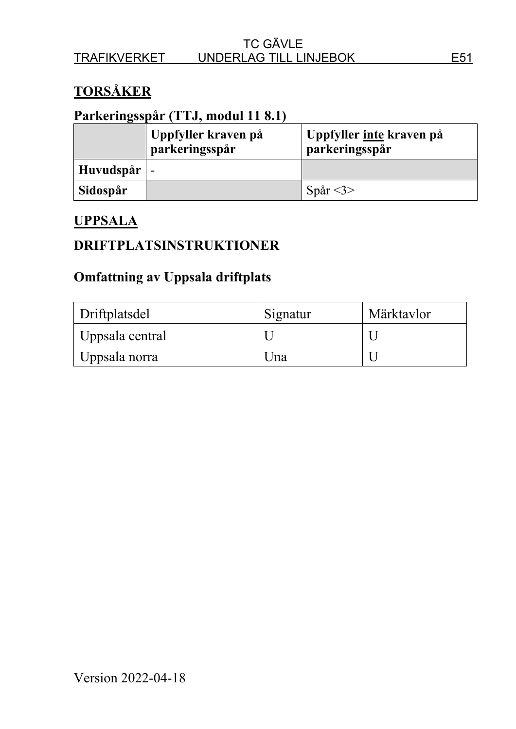## TORSÅKER

### Parkeringsspår (TTJ, modul 11 8.1)

| | Uppfyller kraven på parkeringsspår | Uppfyller inte kraven på parkeringsspår |
|---|---|---|
| **Huvudspår** | - | |
| **Sidospår** | | Spår <3> |

## UPPSALA

### DRIFTPLATSINSTRUKTIONER

### Omfattning av Uppsala driftplats

| Driftplatsdel | Signatur | Märktavlor |
|---|---|---|
| Uppsala central | U | U |
| Uppsala norra | Una | U |

Version 2022-04-18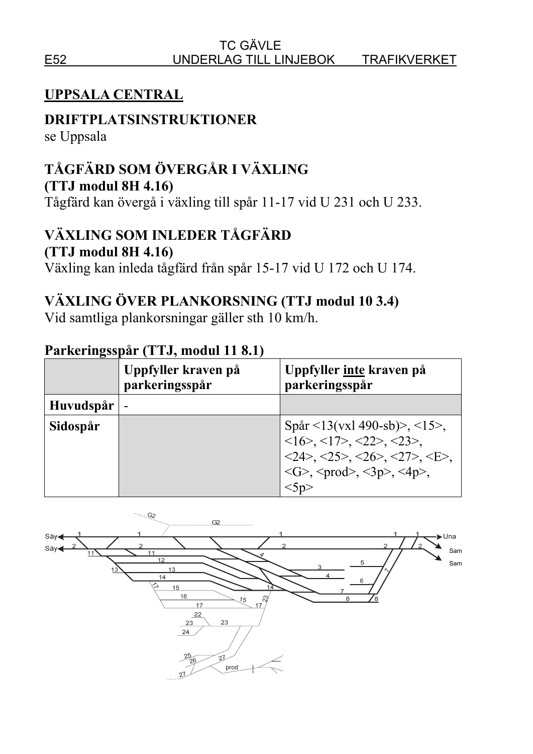# UPPSALA CENTRAL

## DRIFTPLATSINSTRUKTIONER

se Uppsala

## TÅGFÄRD SOM ÖVERGÅR I VÄXLING
## (TTJ modul 8H 4.16)

Tågfärd kan övergå i växling till spår 11-17 vid U 231 och U 233.

## VÄXLING SOM INLEDER TÅGFÄRD
## (TTJ modul 8H 4.16)

Växling kan inleda tågfärd från spår 15-17 vid U 172 och U 174.

## VÄXLING ÖVER PLANKORSNING (TTJ modul 10 3.4)

Vid samtliga plankorsningar gäller sth 10 km/h.

### Parkeringsspår (TTJ, modul 11 8.1)

| | Uppfyller kraven på parkeringsspår | Uppfyller inte kraven på parkeringsspår |
|---|---|---|
| Huvudspår | - | |
| Sidospår | | Spår <13(vxl 490-sb)>, <15>, <16>, <17>, <22>, <23>, <24>, <25>, <26>, <27>, <E>, <G>, <prod>, <3p>, <4p>, <5p> |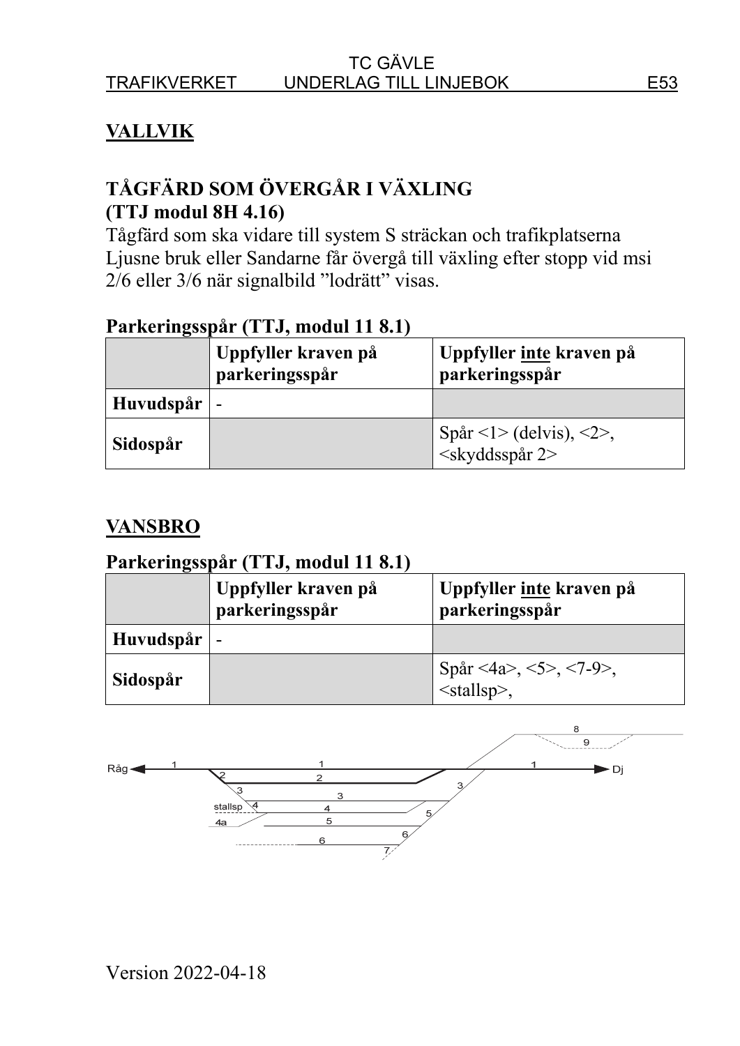## VALLVIK

### TÅGFÄRD SOM ÖVERGÅR I VÄXLING
### (TTJ modul 8H 4.16)

Tågfärd som ska vidare till system S sträckan och trafikplatserna Ljusne bruk eller Sandarne får övergå till växling efter stopp vid msi 2/6 eller 3/6 när signalbild "lodrätt" visas.

### Parkeringsspår (TTJ, modul 11 8.1)

| | Uppfyller kraven på parkeringsspår | Uppfyller inte kraven på parkeringsspår |
|---|---|---|
| **Huvudspår** | - | |
| **Sidospår** | | Spår <1> (delvis), <2>, <skyddsspår 2> |

## VANSBRO

### Parkeringsspår (TTJ, modul 11 8.1)

| | Uppfyller kraven på parkeringsspår | Uppfyller inte kraven på parkeringsspår |
|---|---|---|
| **Huvudspår** | - | |
| **Sidospår** | | Spår <4a>, <5>, <7-9>, <stallsp>, |

Råg 1 1 1 Dj 2 2 3 3 3 stallsp 4 4 4a 5 5 6 6 7 8 9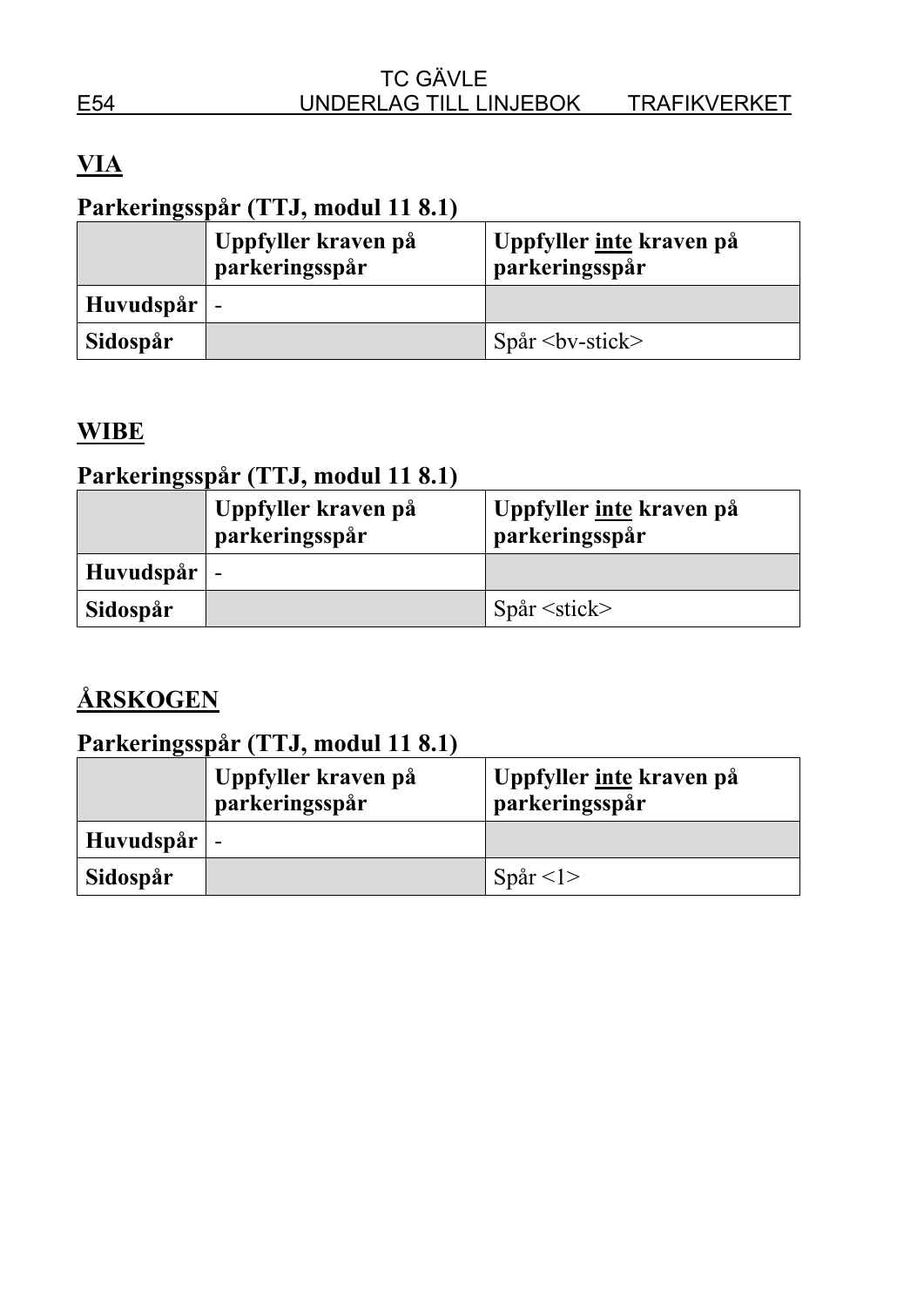## VIA

### Parkeringsspår (TTJ, modul 11 8.1)

| | Uppfyller kraven på parkeringsspår | Uppfyller inte kraven på parkeringsspår |
|---|---|---|
| **Huvudspår** | - | |
| **Sidospår** | | Spår <bv-stick> |

## WIBE

### Parkeringsspår (TTJ, modul 11 8.1)

| | Uppfyller kraven på parkeringsspår | Uppfyller inte kraven på parkeringsspår |
|---|---|---|
| **Huvudspår** | - | |
| **Sidospår** | | Spår <stick> |

## ÅRSKOGEN

### Parkeringsspår (TTJ, modul 11 8.1)

| | Uppfyller kraven på parkeringsspår | Uppfyller inte kraven på parkeringsspår |
|---|---|---|
| **Huvudspår** | - | |
| **Sidospår** | | Spår <1> |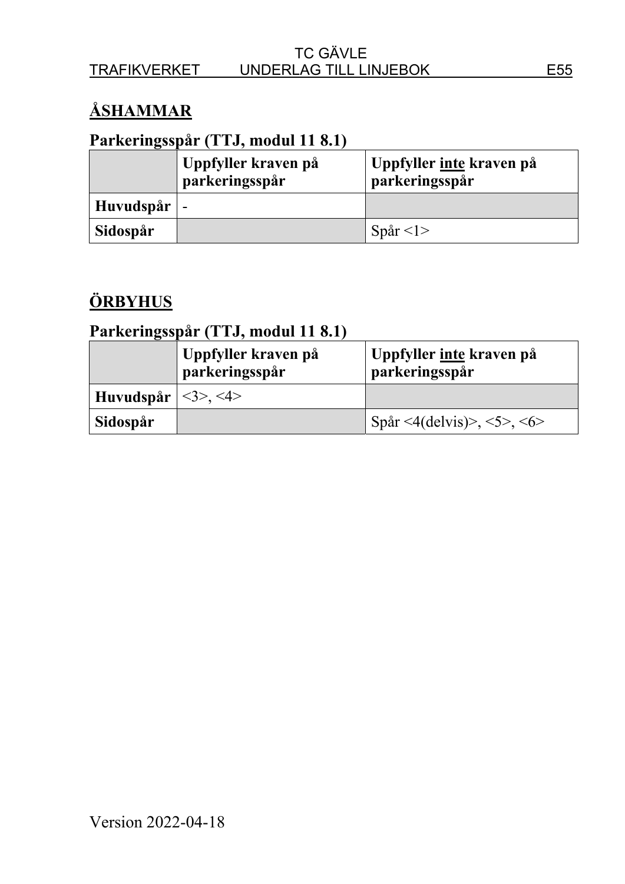## ÅSHAMMAR

### Parkeringsspår (TTJ, modul 11 8.1)

| | Uppfyller kraven på parkeringsspår | Uppfyller inte kraven på parkeringsspår |
|---|---|---|
| **Huvudspår** | - | |
| **Sidospår** | | Spår <1> |

## ÖRBYHUS

### Parkeringsspår (TTJ, modul 11 8.1)

| | Uppfyller kraven på parkeringsspår | Uppfyller inte kraven på parkeringsspår |
|---|---|---|
| **Huvudspår** | <3>, <4> | |
| **Sidospår** | | Spår <4(delvis)>, <5>, <6> |

Version 2022-04-18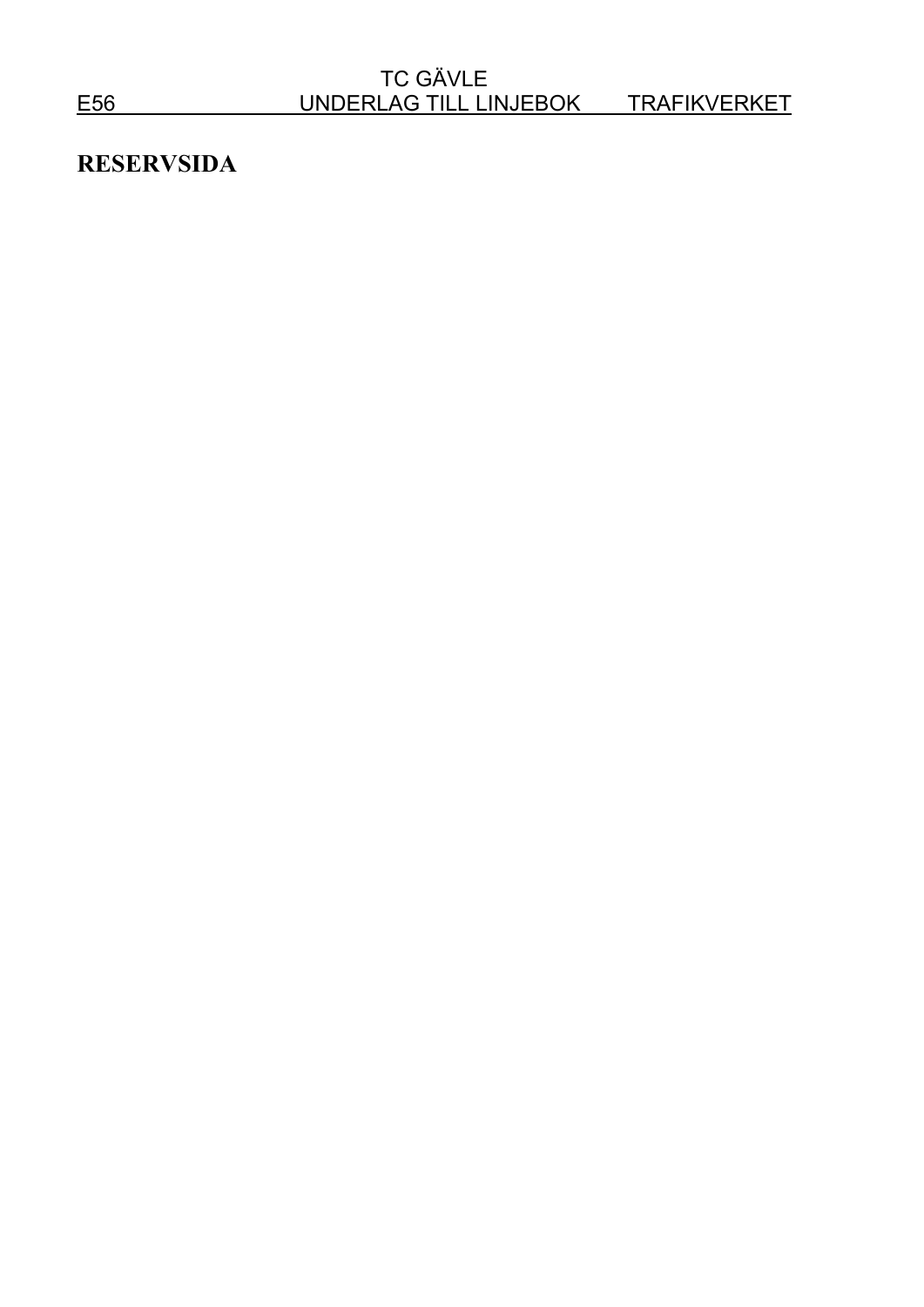# RESERVSIDA